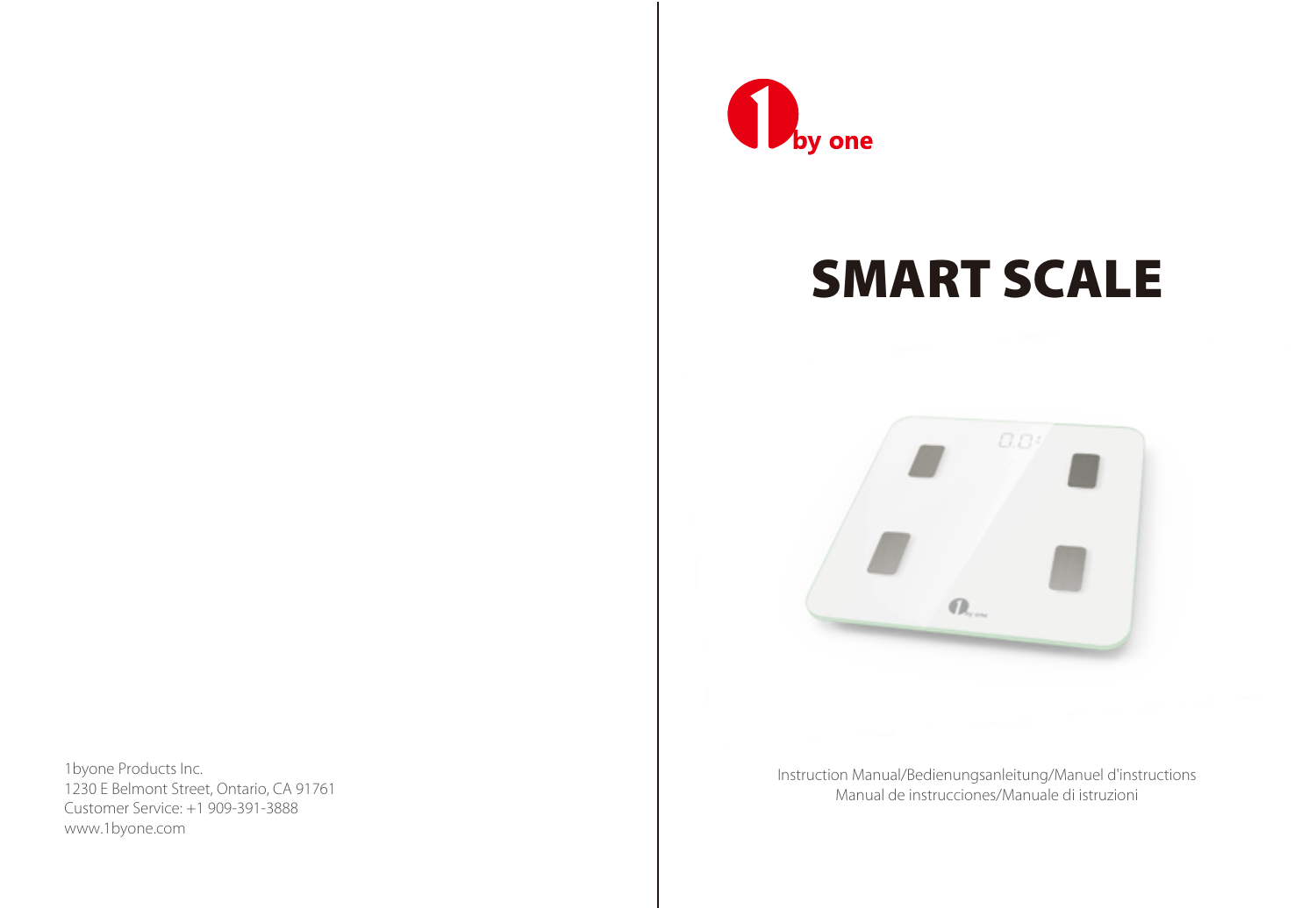1by one

# SMART SCALE

Instruction Manual/Bedienungsanleitung/Manuel d'instructions
Manual de instrucciones/Manuale di istruzioni

1byone Products Inc.
1230 E Belmont Street, Ontario, CA 91761
Customer Service: +1 909-391-3888
www.1byone.com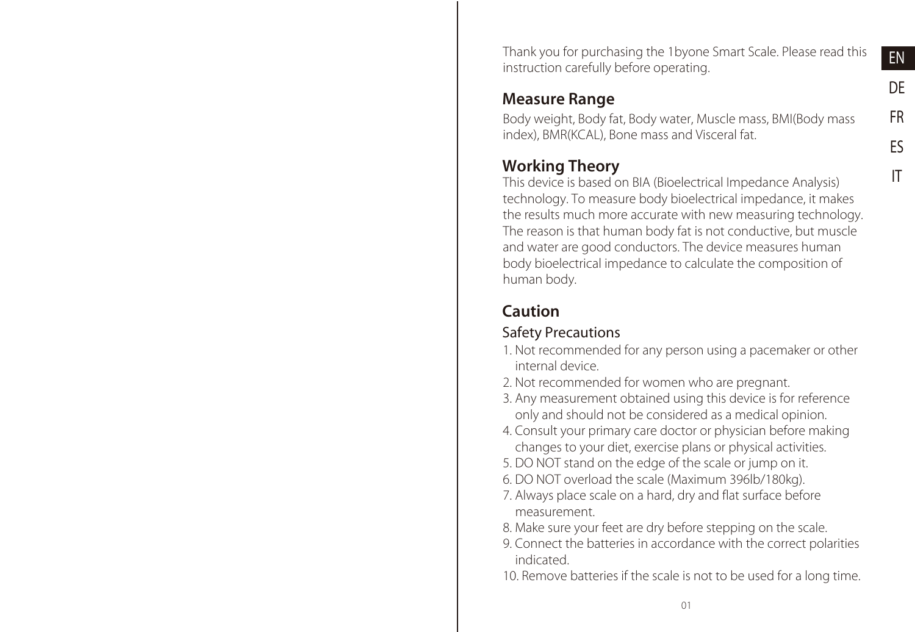Thank you for purchasing the 1byone Smart Scale. Please read this instruction carefully before operating.

## Measure Range

Body weight, Body fat, Body water, Muscle mass, BMI(Body mass index), BMR(KCAL), Bone mass and Visceral fat.

## Working Theory

This device is based on BIA (Bioelectrical Impedance Analysis) technology. To measure body bioelectrical impedance, it makes the results much more accurate with new measuring technology. The reason is that human body fat is not conductive, but muscle and water are good conductors. The device measures human body bioelectrical impedance to calculate the composition of human body.

## Caution

### Safety Precautions

1. Not recommended for any person using a pacemaker or other internal device.
2. Not recommended for women who are pregnant.
3. Any measurement obtained using this device is for reference only and should not be considered as a medical opinion.
4. Consult your primary care doctor or physician before making changes to your diet, exercise plans or physical activities.
5. DO NOT stand on the edge of the scale or jump on it.
6. DO NOT overload the scale (Maximum 396lb/180kg).
7. Always place scale on a hard, dry and flat surface before measurement.
8. Make sure your feet are dry before stepping on the scale.
9. Connect the batteries in accordance with the correct polarities indicated.
10. Remove batteries if the scale is not to be used for a long time.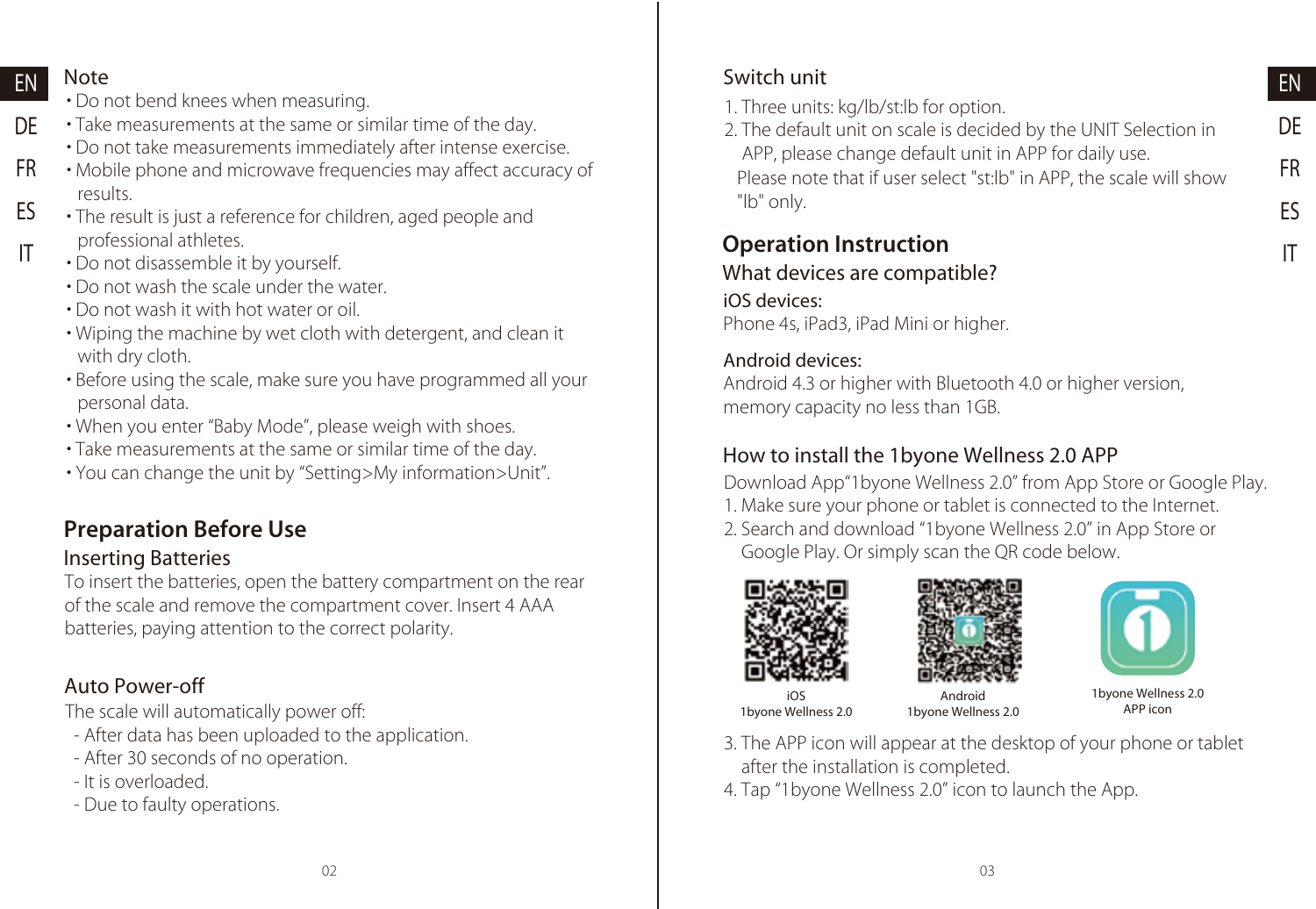## Note

- Do not bend knees when measuring.
- Take measurements at the same or similar time of the day.
- Do not take measurements immediately after intense exercise.
- Mobile phone and microwave frequencies may affect accuracy of results.
- The result is just a reference for children, aged people and professional athletes.
- Do not disassemble it by yourself.
- Do not wash the scale under the water.
- Do not wash it with hot water or oil.
- Wiping the machine by wet cloth with detergent, and clean it with dry cloth.
- Before using the scale, make sure you have programmed all your personal data.
- When you enter "Baby Mode", please weigh with shoes.
- Take measurements at the same or similar time of the day.
- You can change the unit by "Setting>My information>Unit".

# Preparation Before Use

## Inserting Batteries

To insert the batteries, open the battery compartment on the rear of the scale and remove the compartment cover. Insert 4 AAA batteries, paying attention to the correct polarity.

## Auto Power-off

The scale will automatically power off:

- After data has been uploaded to the application.
- After 30 seconds of no operation.
- It is overloaded.
- Due to faulty operations.

## Switch unit

1. Three units: kg/lb/st:lb for option.
2. The default unit on scale is decided by the UNIT Selection in APP, please change default unit in APP for daily use.
   Please note that if user select "st:lb" in APP, the scale will show "lb" only.

# Operation Instruction

## What devices are compatible?

**iOS devices:**
Phone 4s, iPad3, iPad Mini or higher.

**Android devices:**
Android 4.3 or higher with Bluetooth 4.0 or higher version, memory capacity no less than 1GB.

## How to install the 1byone Wellness 2.0 APP

Download App"1byone Wellness 2.0" from App Store or Google Play.

1. Make sure your phone or tablet is connected to the Internet.
2. Search and download "1byone Wellness 2.0" in App Store or Google Play. Or simply scan the QR code below.

iOS
1byone Wellness 2.0

Android
1byone Wellness 2.0

1byone Wellness 2.0
APP icon

3. The APP icon will appear at the desktop of your phone or tablet after the installation is completed.
4. Tap "1byone Wellness 2.0" icon to launch the App.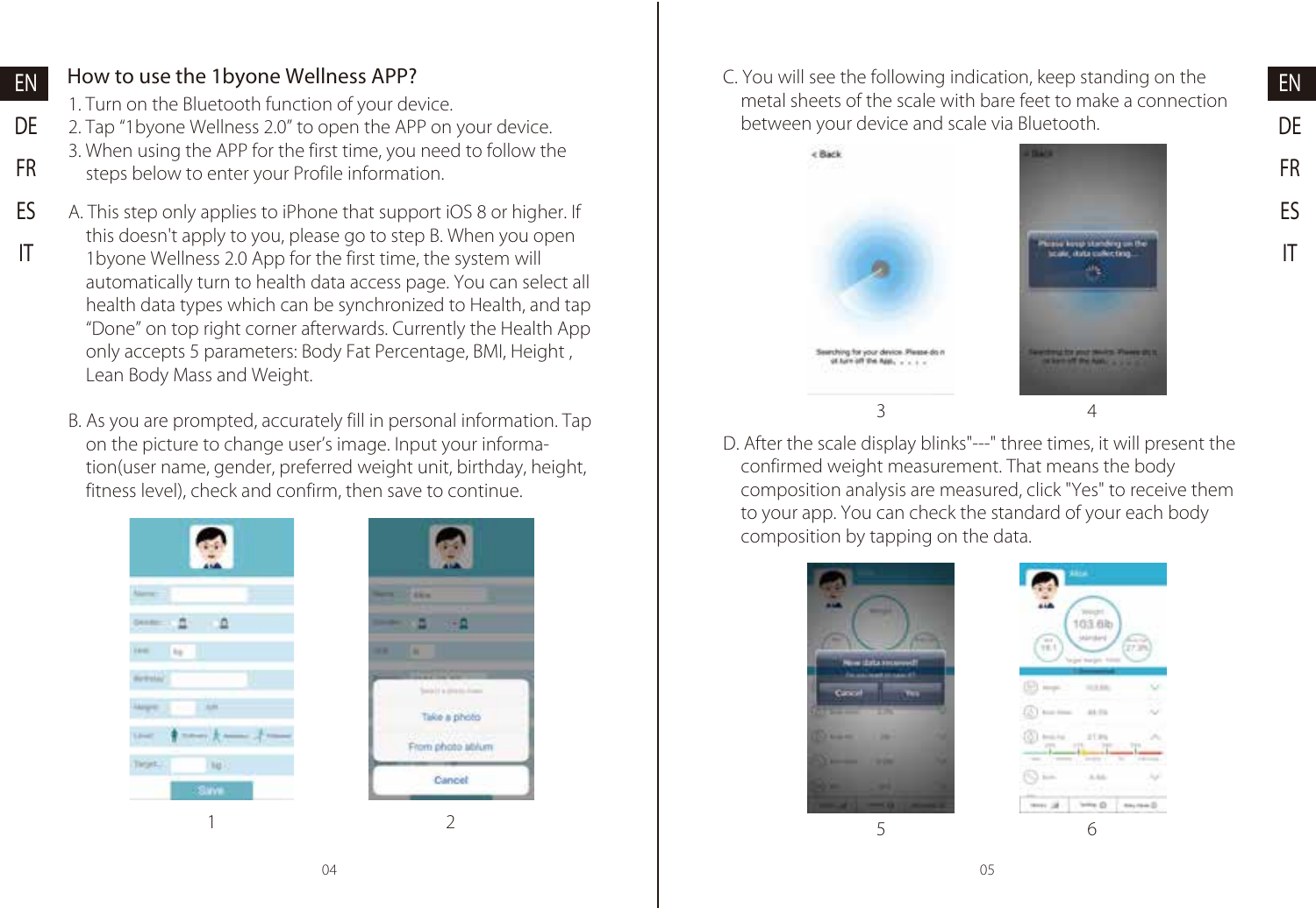## How to use the 1byone Wellness APP?

1. Turn on the Bluetooth function of your device.
2. Tap "1byone Wellness 2.0" to open the APP on your device.
3. When using the APP for the first time, you need to follow the steps below to enter your Profile information.

A. This step only applies to iPhone that support iOS 8 or higher. If this doesn't apply to you, please go to step B. When you open 1byone Wellness 2.0 App for the first time, the system will automatically turn to health data access page. You can select all health data types which can be synchronized to Health, and tap "Done" on top right corner afterwards. Currently the Health App only accepts 5 parameters: Body Fat Percentage, BMI, Height , Lean Body Mass and Weight.

B. As you are prompted, accurately fill in personal information. Tap on the picture to change user's image. Input your information(user name, gender, preferred weight unit, birthday, height, fitness level), check and confirm, then save to continue.

1 2

C. You will see the following indication, keep standing on the metal sheets of the scale with bare feet to make a connection between your device and scale via Bluetooth.

3 4

D. After the scale display blinks"---" three times, it will present the confirmed weight measurement. That means the body composition analysis are measured, click "Yes" to receive them to your app. You can check the standard of your each body composition by tapping on the data.

5 6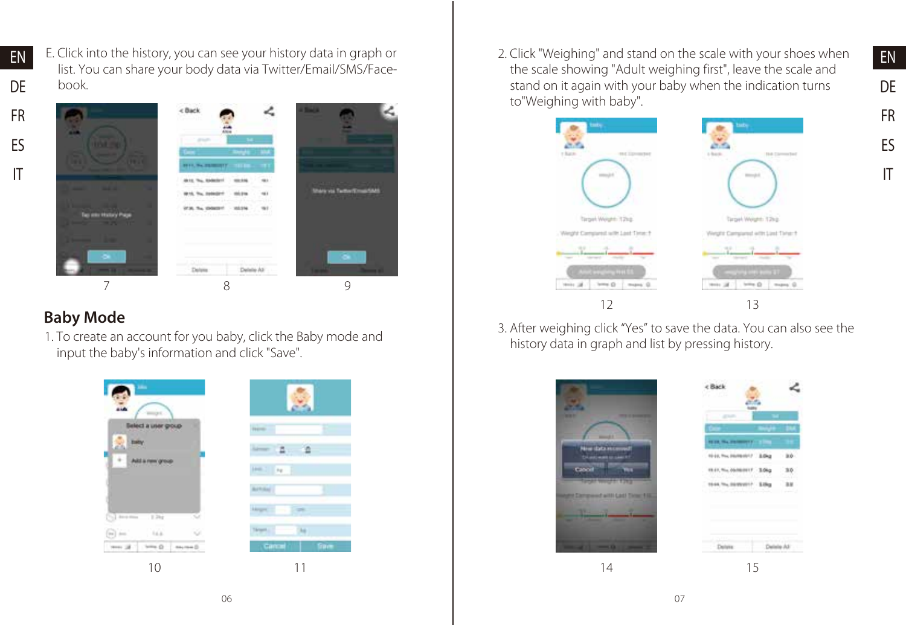E. Click into the history, you can see your history data in graph or list. You can share your body data via Twitter/Email/SMS/Facebook.

7

8

9

## Baby Mode

1. To create an account for you baby, click the Baby mode and input the baby's information and click "Save".

10

11

2. Click "Weighing" and stand on the scale with your shoes when the scale showing "Adult weighing first", leave the scale and stand on it again with your baby when the indication turns to"Weighing with baby".

12

13

3. After weighing click "Yes" to save the data. You can also see the history data in graph and list by pressing history.

14

15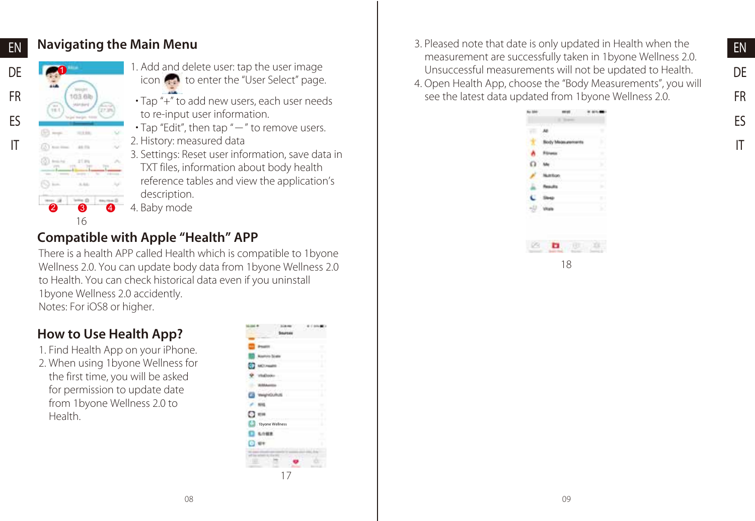## Navigating the Main Menu

1. Add and delete user: tap the user image icon to enter the "User Select" page.
   - Tap "+" to add new users, each user needs to re-input user information.
   - Tap "Edit", then tap "—" to remove users.
2. History: measured data
3. Settings: Reset user information, save data in TXT files, information about body health reference tables and view the application's description.
4. Baby mode

16

## Compatible with Apple "Health" APP

There is a health APP called Health which is compatible to 1byone Wellness 2.0. You can update body data from 1byone Wellness 2.0 to Health. You can check historical data even if you uninstall 1byone Wellness 2.0 accidently.
Notes: For iOS8 or higher.

## How to Use Health App?

1. Find Health App on your iPhone.
2. When using 1byone Wellness for the first time, you will be asked for permission to update date from 1byone Wellness 2.0 to Health.

17

3. Pleased note that date is only updated in Health when the measurement are successfully taken in 1byone Wellness 2.0. Unsuccessful measurements will not be updated to Health.
4. Open Health App, choose the "Body Measurements", you will see the latest data updated from 1byone Wellness 2.0.

18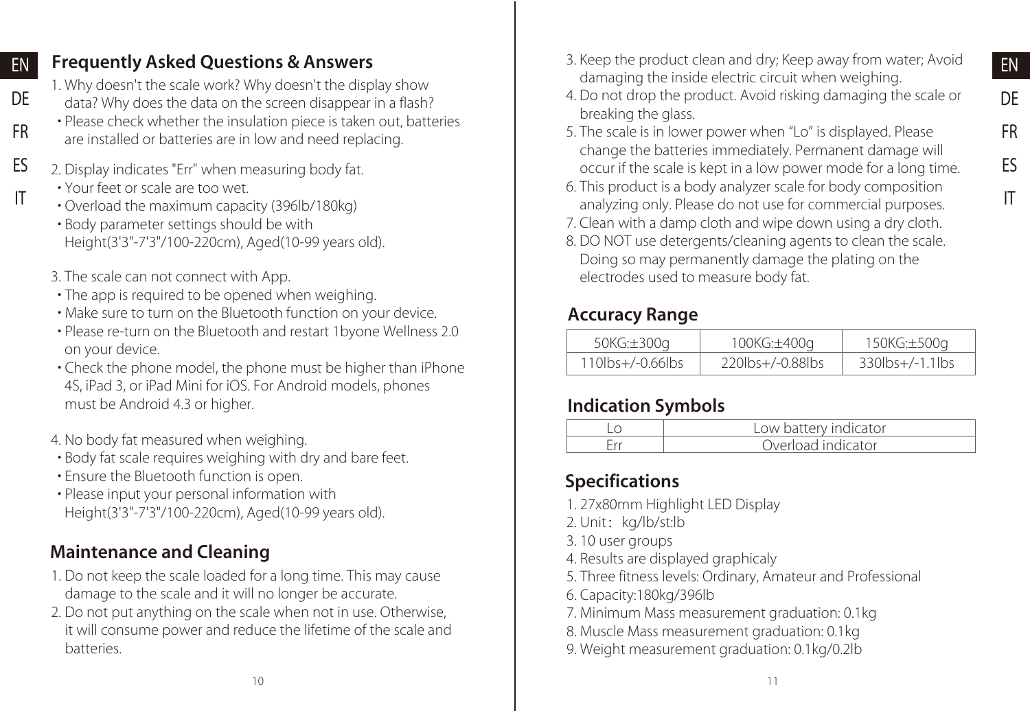## Frequently Asked Questions & Answers

1. Why doesn't the scale work? Why doesn't the display show data? Why does the data on the screen disappear in a flash?
   - Please check whether the insulation piece is taken out, batteries are installed or batteries are in low and need replacing.

2. Display indicates "Err" when measuring body fat.
   - Your feet or scale are too wet.
   - Overload the maximum capacity (396lb/180kg)
   - Body parameter settings should be with Height(3'3"-7'3"/100-220cm), Aged(10-99 years old).

3. The scale can not connect with App.
   - The app is required to be opened when weighing.
   - Make sure to turn on the Bluetooth function on your device.
   - Please re-turn on the Bluetooth and restart 1byone Wellness 2.0 on your device.
   - Check the phone model, the phone must be higher than iPhone 4S, iPad 3, or iPad Mini for iOS. For Android models, phones must be Android 4.3 or higher.

4. No body fat measured when weighing.
   - Body fat scale requires weighing with dry and bare feet.
   - Ensure the Bluetooth function is open.
   - Please input your personal information with Height(3'3"-7'3"/100-220cm), Aged(10-99 years old).

## Maintenance and Cleaning

1. Do not keep the scale loaded for a long time. This may cause damage to the scale and it will no longer be accurate.
2. Do not put anything on the scale when not in use. Otherwise, it will consume power and reduce the lifetime of the scale and batteries.
3. Keep the product clean and dry; Keep away from water; Avoid damaging the inside electric circuit when weighing.
4. Do not drop the product. Avoid risking damaging the scale or breaking the glass.
5. The scale is in lower power when "Lo" is displayed. Please change the batteries immediately. Permanent damage will occur if the scale is kept in a low power mode for a long time.
6. This product is a body analyzer scale for body composition analyzing only. Please do not use for commercial purposes.
7. Clean with a damp cloth and wipe down using a dry cloth.
8. DO NOT use detergents/cleaning agents to clean the scale. Doing so may permanently damage the plating on the electrodes used to measure body fat.

## Accuracy Range

| 50KG:±300g | 100KG:±400g | 150KG:±500g |
|---|---|---|
| 110lbs+/-0.66lbs | 220lbs+/-0.88lbs | 330lbs+/-1.1lbs |

## Indication Symbols

| Lo | Low battery indicator |
|---|---|
| Err | Overload indicator |

## Specifications

1. 27x80mm Highlight LED Display
2. Unit： kg/lb/st:lb
3. 10 user groups
4. Results are displayed graphicaly
5. Three fitness levels: Ordinary, Amateur and Professional
6. Capacity:180kg/396lb
7. Minimum Mass measurement graduation: 0.1kg
8. Muscle Mass measurement graduation: 0.1kg
9. Weight measurement graduation: 0.1kg/0.2lb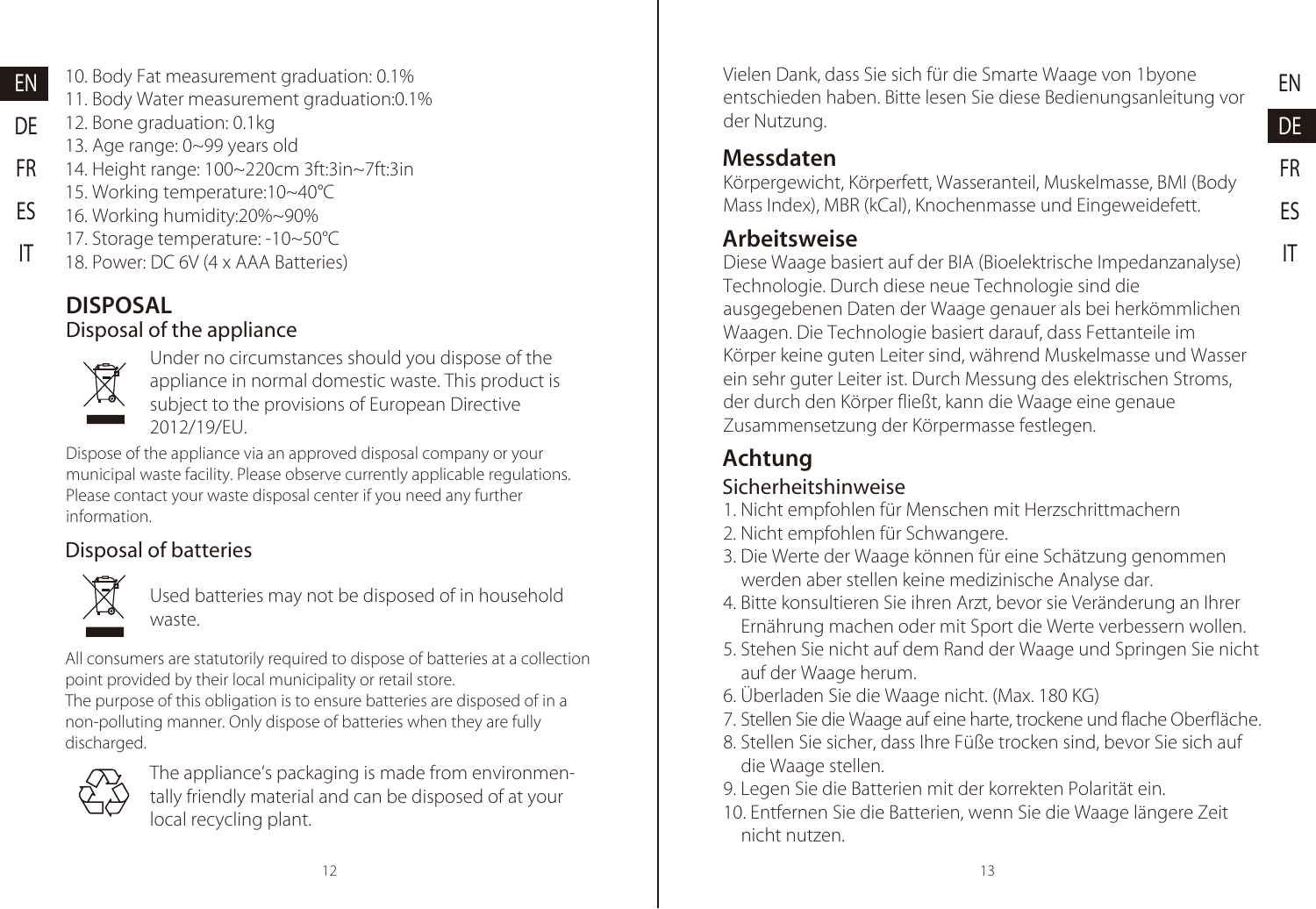10. Body Fat measurement graduation: 0.1%
11. Body Water measurement graduation:0.1%
12. Bone graduation: 0.1kg
13. Age range: 0~99 years old
14. Height range: 100~220cm 3ft:3in~7ft:3in
15. Working temperature:10~40℃
16. Working humidity:20%~90%
17. Storage temperature: -10~50℃
18. Power: DC 6V (4 x AAA Batteries)

## DISPOSAL

### Disposal of the appliance

Under no circumstances should you dispose of the appliance in normal domestic waste. This product is subject to the provisions of European Directive 2012/19/EU.

Dispose of the appliance via an approved disposal company or your municipal waste facility. Please observe currently applicable regulations. Please contact your waste disposal center if you need any further information.

### Disposal of batteries

Used batteries may not be disposed of in household waste.

All consumers are statutorily required to dispose of batteries at a collection point provided by their local municipality or retail store.
The purpose of this obligation is to ensure batteries are disposed of in a non-polluting manner. Only dispose of batteries when they are fully discharged.

The appliance's packaging is made from environmentally friendly material and can be disposed of at your local recycling plant.

Vielen Dank, dass Sie sich für die Smarte Waage von 1byone entschieden haben. Bitte lesen Sie diese Bedienungsanleitung vor der Nutzung.

## Messdaten

Körpergewicht, Körperfett, Wasseranteil, Muskelmasse, BMI (Body Mass Index), MBR (kCal), Knochenmasse und Eingeweidefett.

## Arbeitsweise

Diese Waage basiert auf der BIA (Bioelektrische Impedanzanalyse) Technologie. Durch diese neue Technologie sind die ausgegebenen Daten der Waage genauer als bei herkömmlichen Waagen. Die Technologie basiert darauf, dass Fettanteile im Körper keine guten Leiter sind, während Muskelmasse und Wasser ein sehr guter Leiter ist. Durch Messung des elektrischen Stroms, der durch den Körper fließt, kann die Waage eine genaue Zusammensetzung der Körpermasse festlegen.

## Achtung

### Sicherheitshinweise

1. Nicht empfohlen für Menschen mit Herzschrittmachern
2. Nicht empfohlen für Schwangere.
3. Die Werte der Waage können für eine Schätzung genommen werden aber stellen keine medizinische Analyse dar.
4. Bitte konsultieren Sie ihren Arzt, bevor sie Veränderung an Ihrer Ernährung machen oder mit Sport die Werte verbessern wollen.
5. Stehen Sie nicht auf dem Rand der Waage und Springen Sie nicht auf der Waage herum.
6. Überladen Sie die Waage nicht. (Max. 180 KG)
7. Stellen Sie die Waage auf eine harte, trockene und flache Oberfläche.
8. Stellen Sie sicher, dass Ihre Füße trocken sind, bevor Sie sich auf die Waage stellen.
9. Legen Sie die Batterien mit der korrekten Polarität ein.
10. Entfernen Sie die Batterien, wenn Sie die Waage längere Zeit nicht nutzen.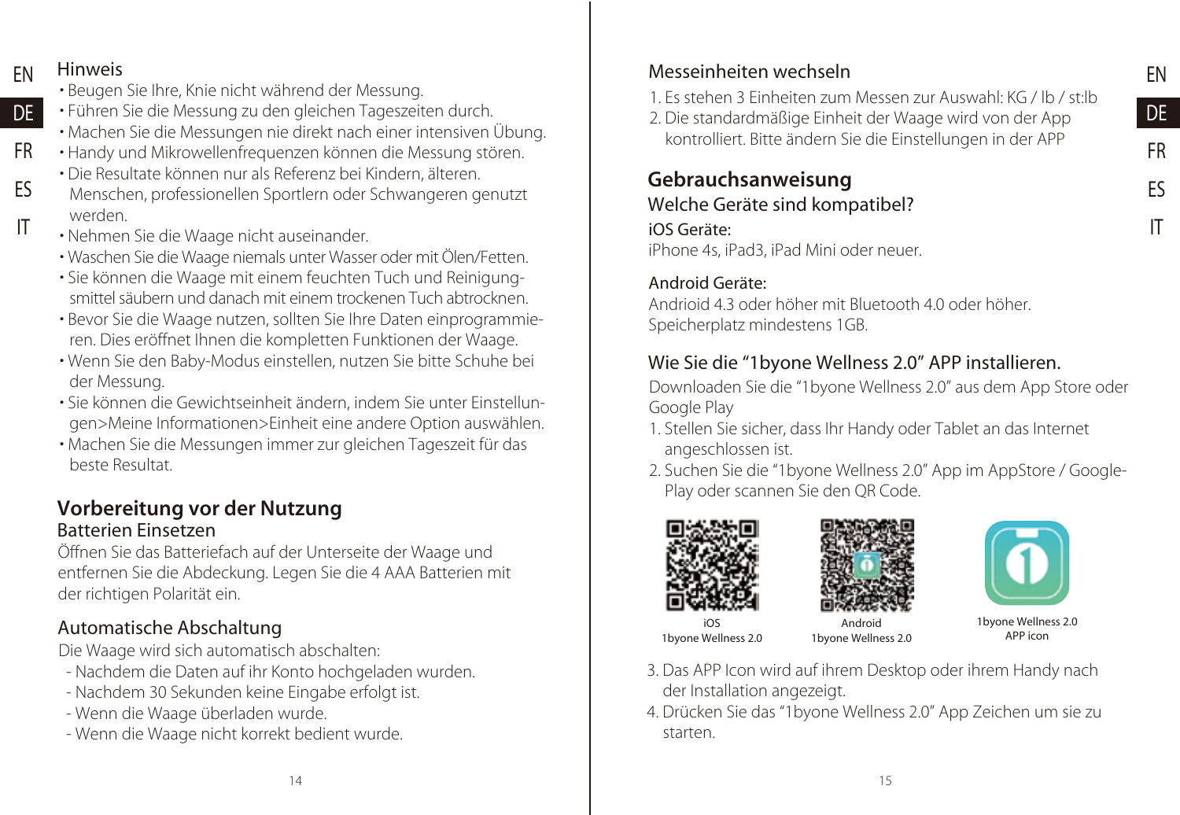## Hinweis

- Beugen Sie Ihre, Knie nicht während der Messung.
- Führen Sie die Messung zu den gleichen Tageszeiten durch.
- Machen Sie die Messungen nie direkt nach einer intensiven Übung.
- Handy und Mikrowellenfrequenzen können die Messung stören.
- Die Resultate können nur als Referenz bei Kindern, älteren. Menschen, professionellen Sportlern oder Schwangeren genutzt werden.
- Nehmen Sie die Waage nicht auseinander.
- Waschen Sie die Waage niemals unter Wasser oder mit Ölen/Fetten.
- Sie können die Waage mit einem feuchten Tuch und Reinigungsmittel säubern und danach mit einem trockenen Tuch abtrocknen.
- Bevor Sie die Waage nutzen, sollten Sie Ihre Daten einprogrammieren. Dies eröffnet Ihnen die kompletten Funktionen der Waage.
- Wenn Sie den Baby-Modus einstellen, nutzen Sie bitte Schuhe bei der Messung.
- Sie können die Gewichtseinheit ändern, indem Sie unter Einstellungen>Meine Informationen>Einheit eine andere Option auswählen.
- Machen Sie die Messungen immer zur gleichen Tageszeit für das beste Resultat.

## Vorbereitung vor der Nutzung

### Batterien Einsetzen

Öffnen Sie das Batteriefach auf der Unterseite der Waage und entfernen Sie die Abdeckung. Legen Sie die 4 AAA Batterien mit der richtigen Polarität ein.

### Automatische Abschaltung

Die Waage wird sich automatisch abschalten:

- Nachdem die Daten auf ihr Konto hochgeladen wurden.
- Nachdem 30 Sekunden keine Eingabe erfolgt ist.
- Wenn die Waage überladen wurde.
- Wenn die Waage nicht korrekt bedient wurde.

### Messeinheiten wechseln

1. Es stehen 3 Einheiten zum Messen zur Auswahl: KG / lb / st:lb
2. Die standardmäßige Einheit der Waage wird von der App kontrolliert. Bitte ändern Sie die Einstellungen in der APP

## Gebrauchsanweisung

### Welche Geräte sind kompatibel?

**iOS Geräte:**
iPhone 4s, iPad3, iPad Mini oder neuer.

**Android Geräte:**
Andrioid 4.3 oder höher mit Bluetooth 4.0 oder höher.
Speicherplatz mindestens 1GB.

### Wie Sie die "1byone Wellness 2.0" APP installieren.

Downloaden Sie die "1byone Wellness 2.0" aus dem App Store oder Google Play

1. Stellen Sie sicher, dass Ihr Handy oder Tablet an das Internet angeschlossen ist.
2. Suchen Sie die "1byone Wellness 2.0" App im AppStore / Google-Play oder scannen Sie den QR Code.

iOS
1byone Wellness 2.0

Android
1byone Wellness 2.0

1byone Wellness 2.0
APP icon

3. Das APP Icon wird auf ihrem Desktop oder ihrem Handy nach der Installation angezeigt.
4. Drücken Sie das "1byone Wellness 2.0" App Zeichen um sie zu starten.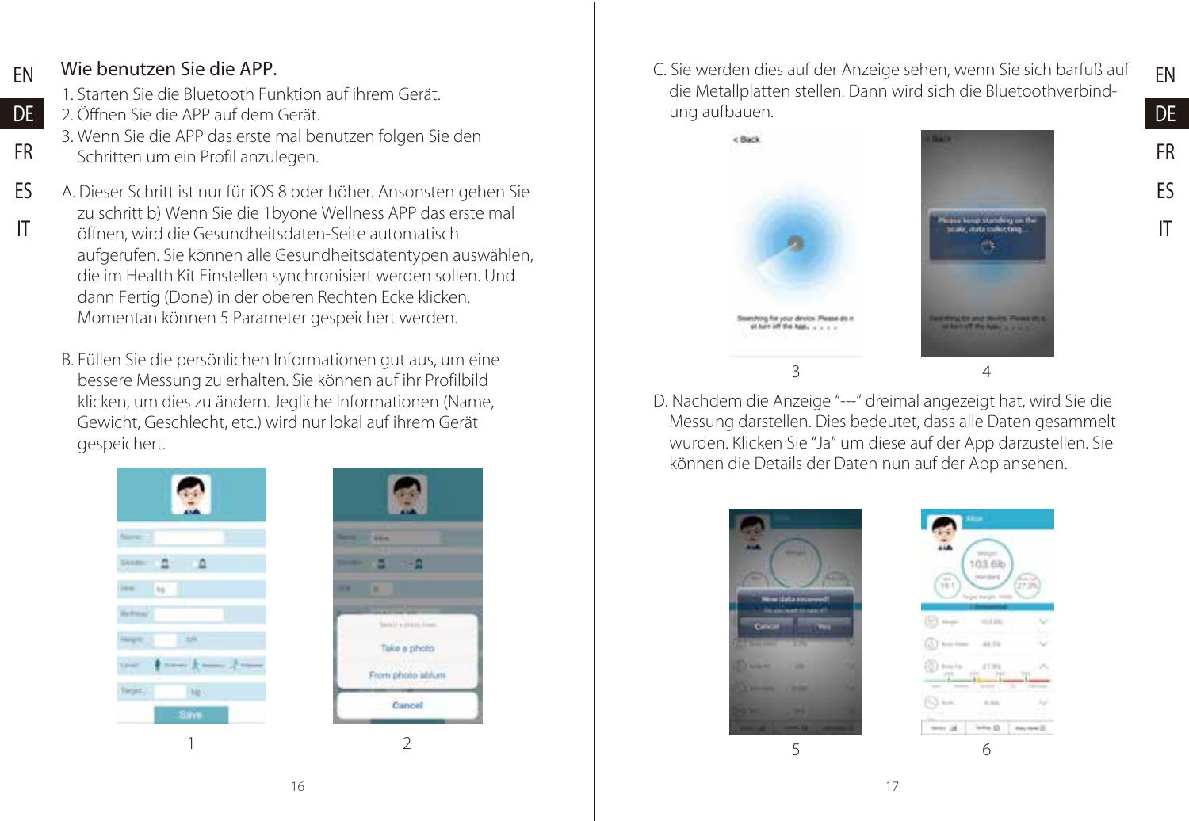## Wie benutzen Sie die APP.

1. Starten Sie die Bluetooth Funktion auf ihrem Gerät.
2. Öffnen Sie die APP auf dem Gerät.
3. Wenn Sie die APP das erste mal benutzen folgen Sie den Schritten um ein Profil anzulegen.

A. Dieser Schritt ist nur für iOS 8 oder höher. Ansonsten gehen Sie zu schritt b) Wenn Sie die 1byone Wellness APP das erste mal öffnen, wird die Gesundheitsdaten-Seite automatisch aufgerufen. Sie können alle Gesundheitsdatentypen auswählen, die im Health Kit Einstellen synchronisiert werden sollen. Und dann Fertig (Done) in der oberen Rechten Ecke klicken. Momentan können 5 Parameter gespeichert werden.

B. Füllen Sie die persönlichen Informationen gut aus, um eine bessere Messung zu erhalten. Sie können auf ihr Profilbild klicken, um dies zu ändern. Jegliche Informationen (Name, Gewicht, Geschlecht, etc.) wird nur lokal auf ihrem Gerät gespeichert.

1

2

C. Sie werden dies auf der Anzeige sehen, wenn Sie sich barfuß auf die Metallplatten stellen. Dann wird sich die Bluetoothverbindung aufbauen.

3

4

D. Nachdem die Anzeige "---" dreimal angezeigt hat, wird Sie die Messung darstellen. Dies bedeutet, dass alle Daten gesammelt wurden. Klicken Sie "Ja" um diese auf der App darzustellen. Sie können die Details der Daten nun auf der App ansehen.

5

6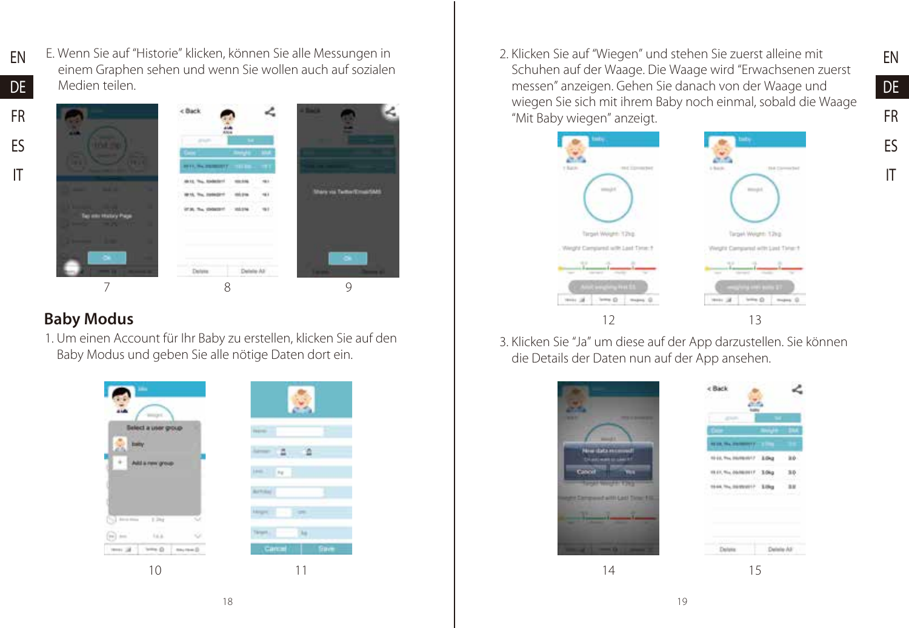E. Wenn Sie auf “Historie” klicken, können Sie alle Messungen in einem Graphen sehen und wenn Sie wollen auch auf sozialen Medien teilen.

7 8 9

## Baby Modus

1. Um einen Account für Ihr Baby zu erstellen, klicken Sie auf den Baby Modus und geben Sie alle nötige Daten dort ein.

10 11

2. Klicken Sie auf “Wiegen” und stehen Sie zuerst alleine mit Schuhen auf der Waage. Die Waage wird “Erwachsenen zuerst messen” anzeigen. Gehen Sie danach von der Waage und wiegen Sie sich mit ihrem Baby noch einmal, sobald die Waage “Mit Baby wiegen” anzeigt.

12 13

3. Klicken Sie “Ja” um diese auf der App darzustellen. Sie können die Details der Daten nun auf der App ansehen.

14 15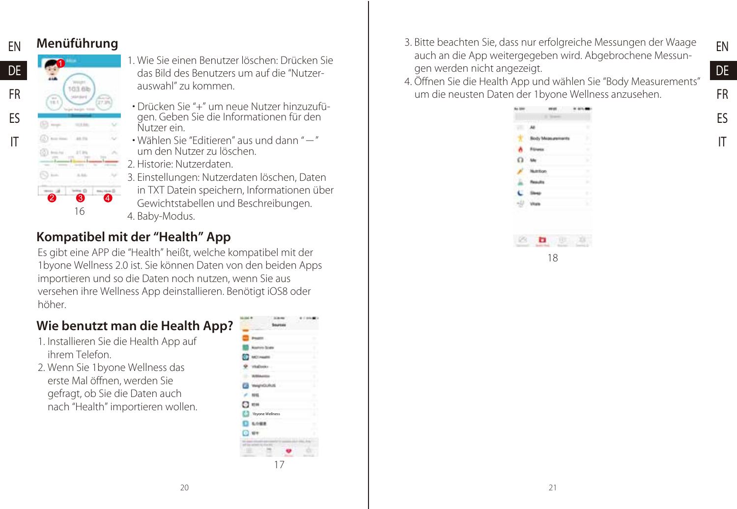## Menüführung

1. Wie Sie einen Benutzer löschen: Drücken Sie das Bild des Benutzers um auf die "Nutzer-auswahl" zu kommen.
   - Drücken Sie "+" um neue Nutzer hinzuzufü-gen. Geben Sie die Informationen für den Nutzer ein.
   - Wählen Sie "Editieren" aus und dann "—" um den Nutzer zu löschen.
2. Historie: Nutzerdaten.
3. Einstellungen: Nutzerdaten löschen, Daten in TXT Datein speichern, Informationen über Gewichtstabellen und Beschreibungen.
4. Baby-Modus.

16

## Kompatibel mit der "Health" App

Es gibt eine APP die "Health" heißt, welche kompatibel mit der 1byone Wellness 2.0 ist. Sie können Daten von den beiden Apps importieren und so die Daten noch nutzen, wenn Sie aus versehen ihre Wellness App deinstallieren. Benötigt iOS8 oder höher.

## Wie benutzt man die Health App?

1. Installieren Sie die Health App auf ihrem Telefon.
2. Wenn Sie 1byone Wellness das erste Mal öffnen, werden Sie gefragt, ob Sie die Daten auch nach "Health" importieren wollen.

17

3. Bitte beachten Sie, dass nur erfolgreiche Messungen der Waage auch an die App weitergegeben wird. Abgebrochene Messun-gen werden nicht angezeigt.
4. Öffnen Sie die Health App und wählen Sie "Body Measurements" um die neusten Daten der 1byone Wellness anzusehen.

18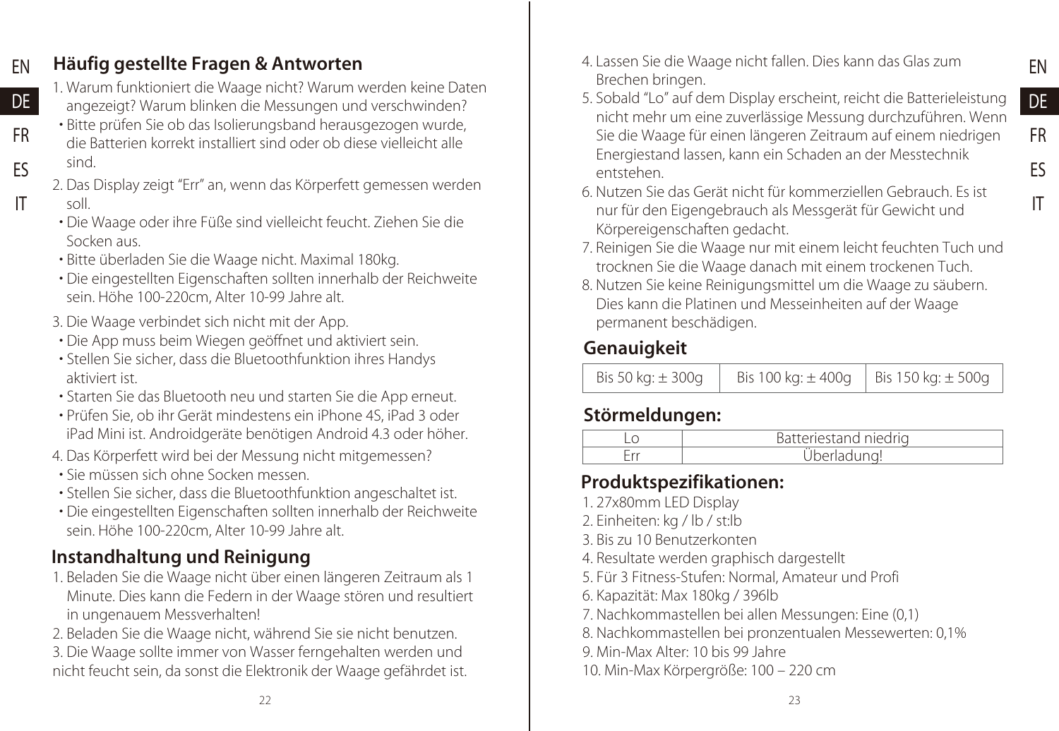## Häufig gestellte Fragen & Antworten

1. Warum funktioniert die Waage nicht? Warum werden keine Daten angezeigt? Warum blinken die Messungen und verschwinden?
   - Bitte prüfen Sie ob das Isolierungsband herausgezogen wurde, die Batterien korrekt installiert sind oder ob diese vielleicht alle sind.
2. Das Display zeigt "Err" an, wenn das Körperfett gemessen werden soll.
   - Die Waage oder ihre Füße sind vielleicht feucht. Ziehen Sie die Socken aus.
   - Bitte überladen Sie die Waage nicht. Maximal 180kg.
   - Die eingestellten Eigenschaften sollten innerhalb der Reichweite sein. Höhe 100-220cm, Alter 10-99 Jahre alt.
3. Die Waage verbindet sich nicht mit der App.
   - Die App muss beim Wiegen geöffnet und aktiviert sein.
   - Stellen Sie sicher, dass die Bluetoothfunktion ihres Handys aktiviert ist.
   - Starten Sie das Bluetooth neu und starten Sie die App erneut.
   - Prüfen Sie, ob ihr Gerät mindestens ein iPhone 4S, iPad 3 oder iPad Mini ist. Androidgeräte benötigen Android 4.3 oder höher.
4. Das Körperfett wird bei der Messung nicht mitgemessen?
   - Sie müssen sich ohne Socken messen.
   - Stellen Sie sicher, dass die Bluetoothfunktion angeschaltet ist.
   - Die eingestellten Eigenschaften sollten innerhalb der Reichweite sein. Höhe 100-220cm, Alter 10-99 Jahre alt.

## Instandhaltung und Reinigung

1. Beladen Sie die Waage nicht über einen längeren Zeitraum als 1 Minute. Dies kann die Federn in der Waage stören und resultiert in ungenauem Messverhalten!
2. Beladen Sie die Waage nicht, während Sie sie nicht benutzen.
3. Die Waage sollte immer von Wasser ferngehalten werden und nicht feucht sein, da sonst die Elektronik der Waage gefährdet ist.
4. Lassen Sie die Waage nicht fallen. Dies kann das Glas zum Brechen bringen.
5. Sobald "Lo" auf dem Display erscheint, reicht die Batterieleistung nicht mehr um eine zuverlässige Messung durchzuführen. Wenn Sie die Waage für einen längeren Zeitraum auf einem niedrigen Energiestand lassen, kann ein Schaden an der Messtechnik entstehen.
6. Nutzen Sie das Gerät nicht für kommerziellen Gebrauch. Es ist nur für den Eigengebrauch als Messgerät für Gewicht und Körpereigenschaften gedacht.
7. Reinigen Sie die Waage nur mit einem leicht feuchten Tuch und trocknen Sie die Waage danach mit einem trockenen Tuch.
8. Nutzen Sie keine Reinigungsmittel um die Waage zu säubern. Dies kann die Platinen und Messeinheiten auf der Waage permanent beschädigen.

## Genauigkeit

| Bis 50 kg: ± 300g | Bis 100 kg: ± 400g | Bis 150 kg: ± 500g |
|---|---|---|

## Störmeldungen:

| Lo | Batteriestand niedrig |
|---|---|
| Err | Überladung! |

## Produktspezifikationen:

1. 27x80mm LED Display
2. Einheiten: kg / lb / st:lb
3. Bis zu 10 Benutzerkonten
4. Resultate werden graphisch dargestellt
5. Für 3 Fitness-Stufen: Normal, Amateur und Profi
6. Kapazität: Max 180kg / 396lb
7. Nachkommastellen bei allen Messungen: Eine (0,1)
8. Nachkommastellen bei pronzentualen Messewerten: 0,1%
9. Min-Max Alter: 10 bis 99 Jahre
10. Min-Max Körpergröße: 100 – 220 cm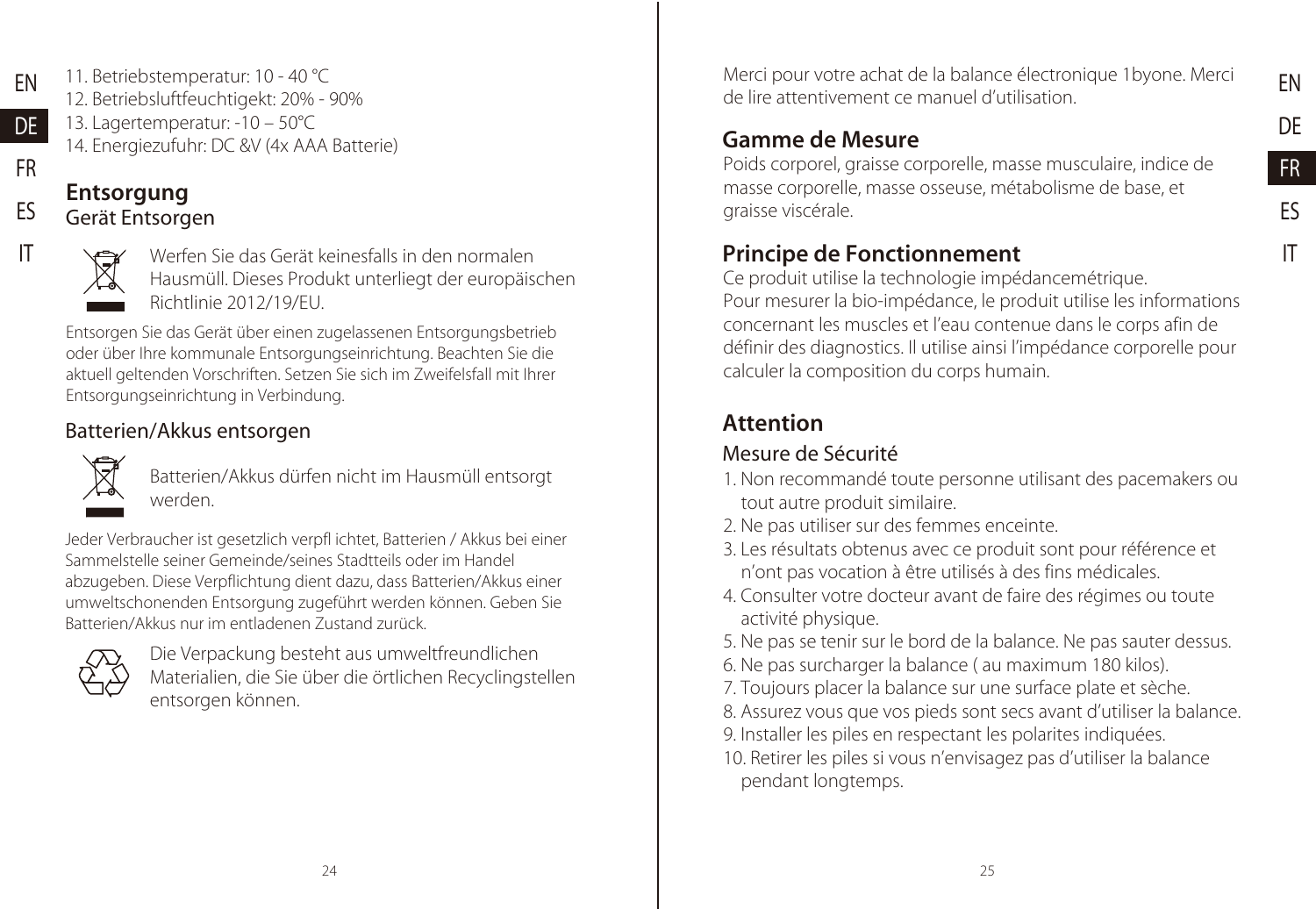11. Betriebstemperatur: 10 - 40 °C
12. Betriebsluftfeuchtigekt: 20% - 90%
13. Lagertemperatur: -10 – 50°C
14. Energiezufuhr: DC &V (4x AAA Batterie)

## Entsorgung

### Gerät Entsorgen

Werfen Sie das Gerät keinesfalls in den normalen Hausmüll. Dieses Produkt unterliegt der europäischen Richtlinie 2012/19/EU.

Entsorgen Sie das Gerät über einen zugelassenen Entsorgungsbetrieb oder über Ihre kommunale Entsorgungseinrichtung. Beachten Sie die aktuell geltenden Vorschriften. Setzen Sie sich im Zweifelsfall mit Ihrer Entsorgungseinrichtung in Verbindung.

### Batterien/Akkus entsorgen

Batterien/Akkus dürfen nicht im Hausmüll entsorgt werden.

Jeder Verbraucher ist gesetzlich verpfl ichtet, Batterien / Akkus bei einer Sammelstelle seiner Gemeinde/seines Stadtteils oder im Handel abzugeben. Diese Verpflichtung dient dazu, dass Batterien/Akkus einer umweltschonenden Entsorgung zugeführt werden können. Geben Sie Batterien/Akkus nur im entladenen Zustand zurück.

Die Verpackung besteht aus umweltfreundlichen Materialien, die Sie über die örtlichen Recyclingstellen entsorgen können.

Merci pour votre achat de la balance électronique 1byone. Merci de lire attentivement ce manuel d'utilisation.

## Gamme de Mesure

Poids corporel, graisse corporelle, masse musculaire, indice de masse corporelle, masse osseuse, métabolisme de base, et graisse viscérale.

## Principe de Fonctionnement

Ce produit utilise la technologie impédancemétrique.
Pour mesurer la bio-impédance, le produit utilise les informations concernant les muscles et l'eau contenue dans le corps afin de définir des diagnostics. Il utilise ainsi l'impédance corporelle pour calculer la composition du corps humain.

## Attention

### Mesure de Sécurité

1. Non recommandé toute personne utilisant des pacemakers ou tout autre produit similaire.
2. Ne pas utiliser sur des femmes enceinte.
3. Les résultats obtenus avec ce produit sont pour référence et n'ont pas vocation à être utilisés à des fins médicales.
4. Consulter votre docteur avant de faire des régimes ou toute activité physique.
5. Ne pas se tenir sur le bord de la balance. Ne pas sauter dessus.
6. Ne pas surcharger la balance ( au maximum 180 kilos).
7. Toujours placer la balance sur une surface plate et sèche.
8. Assurez vous que vos pieds sont secs avant d'utiliser la balance.
9. Installer les piles en respectant les polarites indiquées.
10. Retirer les piles si vous n'envisagez pas d'utiliser la balance pendant longtemps.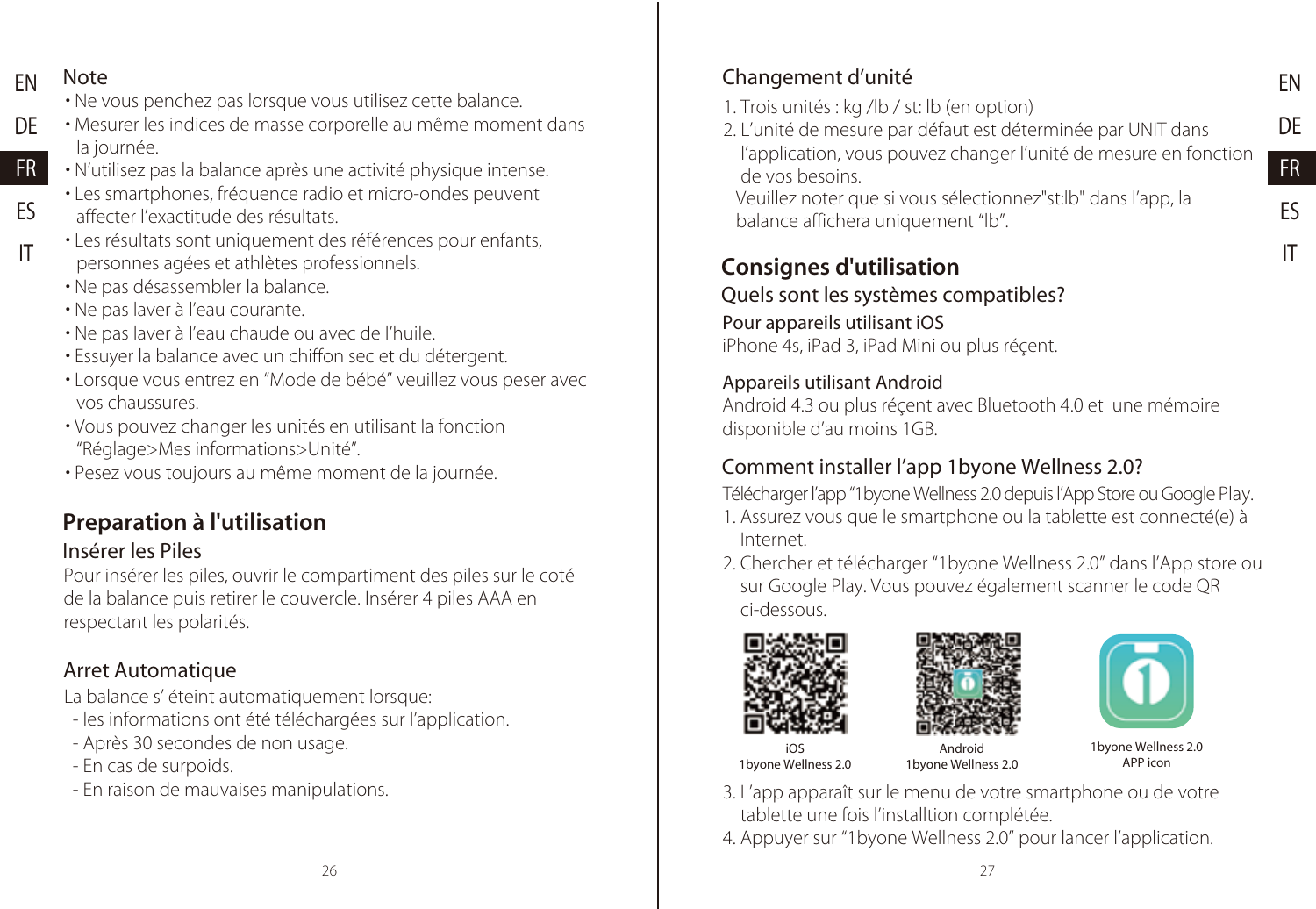## Note

- Ne vous penchez pas lorsque vous utilisez cette balance.
- Mesurer les indices de masse corporelle au même moment dans la journée.
- N'utilisez pas la balance après une activité physique intense.
- Les smartphones, fréquence radio et micro-ondes peuvent affecter l'exactitude des résultats.
- Les résultats sont uniquement des références pour enfants, personnes agées et athlètes professionnels.
- Ne pas désassembler la balance.
- Ne pas laver à l'eau courante.
- Ne pas laver à l'eau chaude ou avec de l'huile.
- Essuyer la balance avec un chiffon sec et du détergent.
- Lorsque vous entrez en "Mode de bébé" veuillez vous peser avec vos chaussures.
- Vous pouvez changer les unités en utilisant la fonction "Réglage>Mes informations>Unité".
- Pesez vous toujours au même moment de la journée.

## Preparation à l'utilisation

### Insérer les Piles

Pour insérer les piles, ouvrir le compartiment des piles sur le coté de la balance puis retirer le couvercle. Insérer 4 piles AAA en respectant les polarités.

### Arret Automatique

La balance s' éteint automatiquement lorsque:

- les informations ont été téléchargées sur l'application.
- Après 30 secondes de non usage.
- En cas de surpoids.
- En raison de mauvaises manipulations.

### Changement d'unité

1. Trois unités : kg /lb / st: lb (en option)
2. L'unité de mesure par défaut est déterminée par UNIT dans l'application, vous pouvez changer l'unité de mesure en fonction de vos besoins.

   Veuillez noter que si vous sélectionnez"st:lb" dans l'app, la balance affichera uniquement "lb".

## Consignes d'utilisation

### Quels sont les systèmes compatibles?

**Pour appareils utilisant iOS**

iPhone 4s, iPad 3, iPad Mini ou plus réçent.

**Appareils utilisant Android**

Android 4.3 ou plus réçent avec Bluetooth 4.0 et une mémoire disponible d'au moins 1GB.

### Comment installer l'app 1byone Wellness 2.0?

Télécharger l'app "1byone Wellness 2.0 depuis l'App Store ou Google Play.

1. Assurez vous que le smartphone ou la tablette est connecté(e) à Internet.
2. Chercher et télécharger "1byone Wellness 2.0" dans l'App store ou sur Google Play. Vous pouvez également scanner le code QR ci-dessous.

iOS 1byone Wellness 2.0

Android 1byone Wellness 2.0

1byone Wellness 2.0 APP icon

3. L'app apparaît sur le menu de votre smartphone ou de votre tablette une fois l'installtion complétée.
4. Appuyer sur "1byone Wellness 2.0" pour lancer l'application.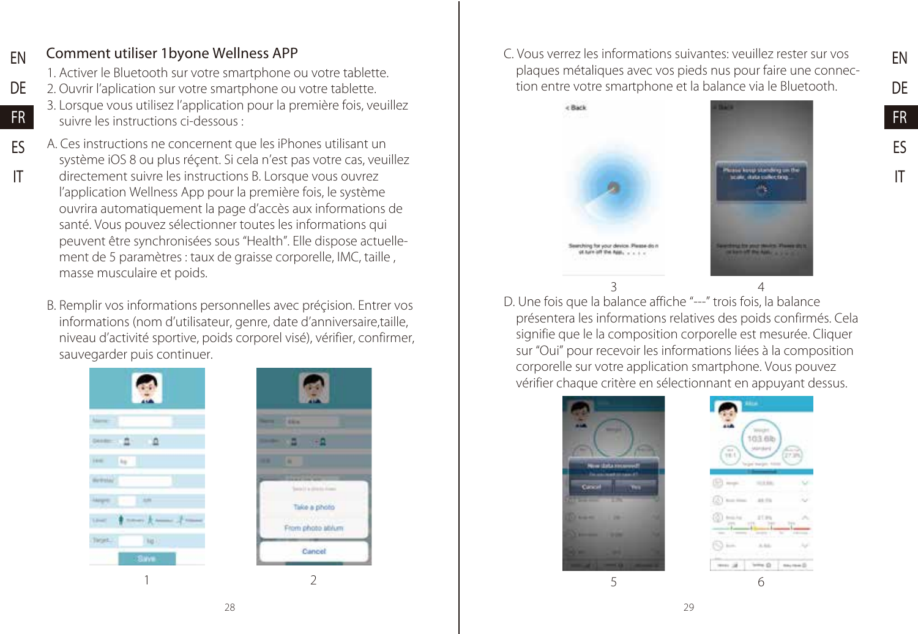## Comment utiliser 1byone Wellness APP

1. Activer le Bluetooth sur votre smartphone ou votre tablette.
2. Ouvrir l'aplication sur votre smartphone ou votre tablette.
3. Lorsque vous utilisez l'application pour la première fois, veuillez suivre les instructions ci-dessous :

A. Ces instructions ne concernent que les iPhones utilisant un système iOS 8 ou plus réçent. Si cela n'est pas votre cas, veuillez directement suivre les instructions B. Lorsque vous ouvrez l'application Wellness App pour la première fois, le système ouvrira automatiquement la page d'accès aux informations de santé. Vous pouvez sélectionner toutes les informations qui peuvent être synchronisées sous "Health". Elle dispose actuellement de 5 paramètres : taux de graisse corporelle, IMC, taille , masse musculaire et poids.

B. Remplir vos informations personnelles avec préçision. Entrer vos informations (nom d'utilisateur, genre, date d'anniversaire,taille, niveau d'activité sportive, poids corporel visé), vérifier, confirmer, sauvegarder puis continuer.

1

2

C. Vous verrez les informations suivantes: veuillez rester sur vos plaques métaliques avec vos pieds nus pour faire une connection entre votre smartphone et la balance via le Bluetooth.

3

4

D. Une fois que la balance affiche "---" trois fois, la balance présentera les informations relatives des poids confirmés. Cela signifie que le la composition corporelle est mesurée. Cliquer sur "Oui" pour recevoir les informations liées à la composition corporelle sur votre application smartphone. Vous pouvez vérifier chaque critère en sélectionnant en appuyant dessus.

5

6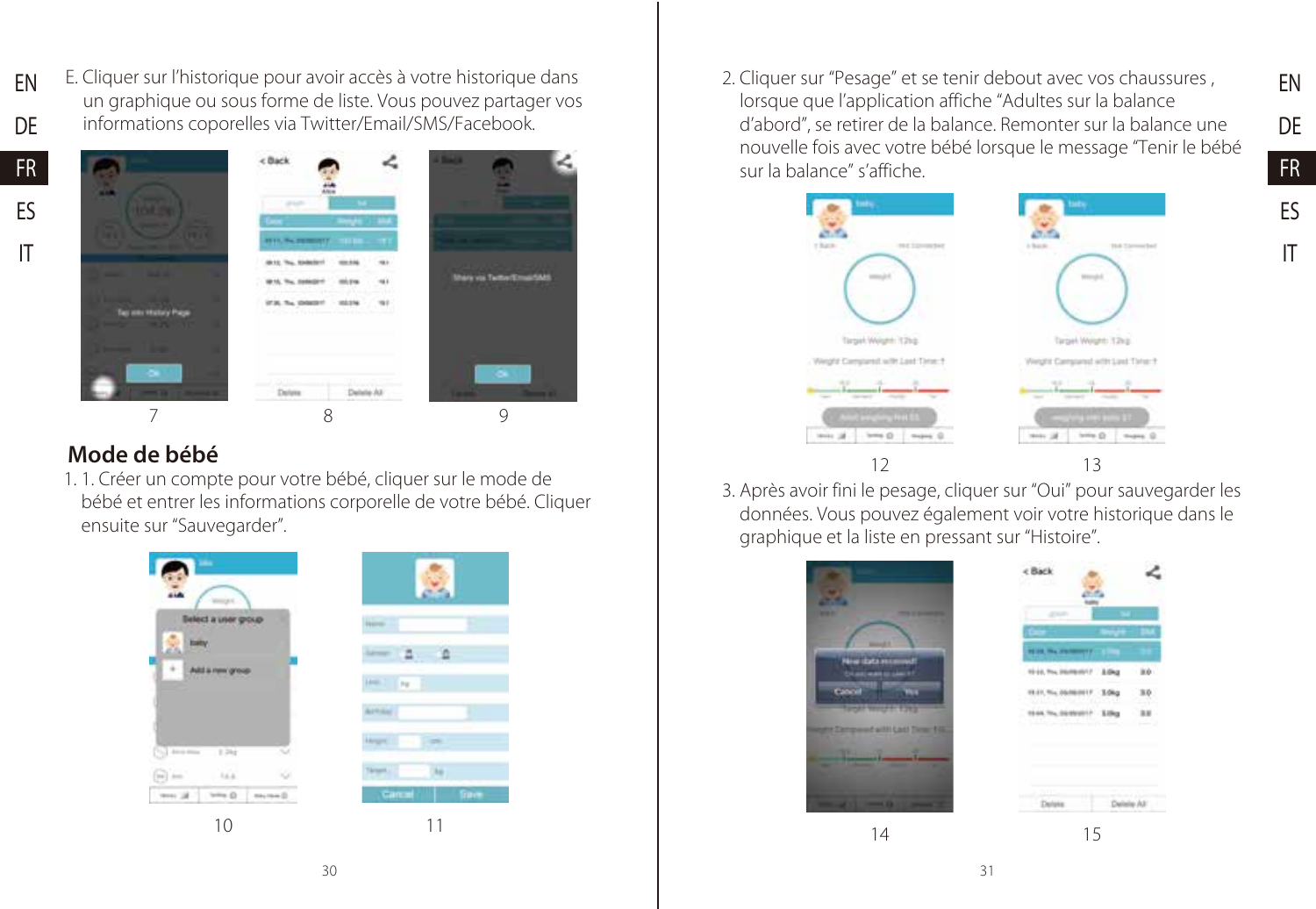E. Cliquer sur l'historique pour avoir accès à votre historique dans un graphique ou sous forme de liste. Vous pouvez partager vos informations coporelles via Twitter/Email/SMS/Facebook.

7

8

9

## Mode de bébé

1. 1. Créer un compte pour votre bébé, cliquer sur le mode de bébé et entrer les informations corporelle de votre bébé. Cliquer ensuite sur "Sauvegarder".

10

11

2. Cliquer sur "Pesage" et se tenir debout avec vos chaussures, lorsque que l'application affiche "Adultes sur la balance d'abord", se retirer de la balance. Remonter sur la balance une nouvelle fois avec votre bébé lorsque le message "Tenir le bébé sur la balance" s'affiche.

12

13

3. Après avoir fini le pesage, cliquer sur "Oui" pour sauvegarder les données. Vous pouvez également voir votre historique dans le graphique et la liste en pressant sur "Histoire".

14

15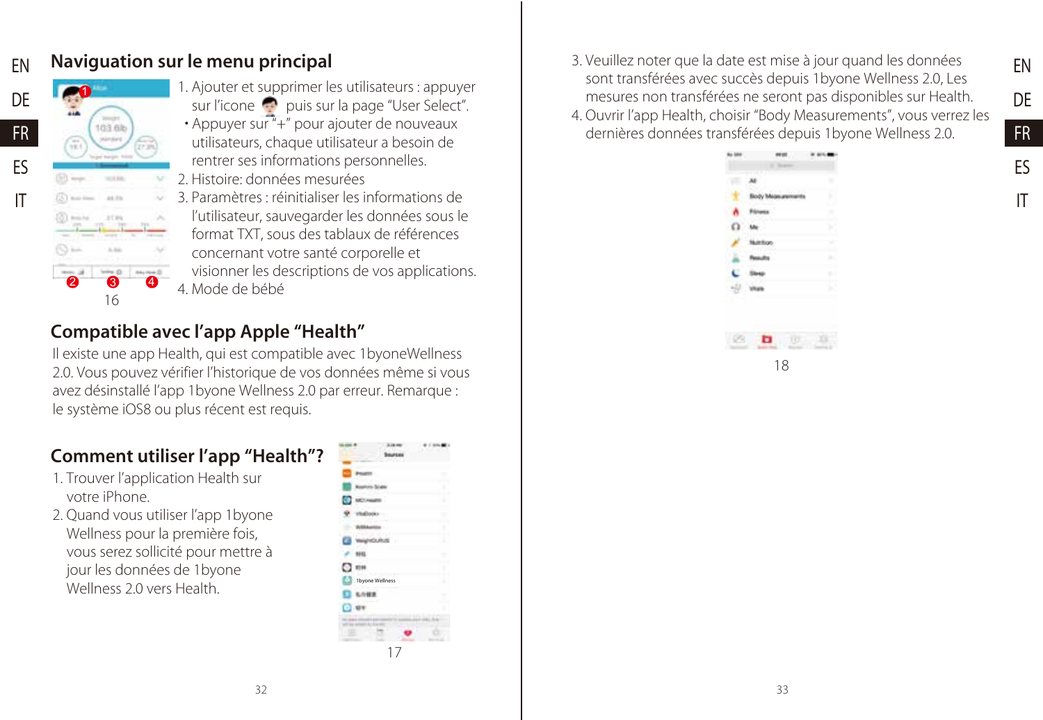## Navigation sur le menu principal

1. Ajouter et supprimer les utilisateurs : appuyer sur l'icone puis sur la page "User Select".
   • Appuyer sur "+" pour ajouter de nouveaux utilisateurs, chaque utilisateur a besoin de rentrer ses informations personnelles.
2. Histoire: données mesurées
3. Paramètres : réinitialiser les informations de l'utilisateur, sauvegarder les données sous le format TXT, sous des tablaux de références concernant votre santé corporelle et visionner les descriptions de vos applications.
4. Mode de bébé

16

## Compatible avec l'app Apple "Health"

Il existe une app Health, qui est compatible avec 1byoneWellness 2.0. Vous pouvez vérifier l'historique de vos données même si vous avez désinstallé l'app 1byone Wellness 2.0 par erreur. Remarque : le système iOS8 ou plus récent est requis.

## Comment utiliser l'app "Health"?

1. Trouver l'application Health sur votre iPhone.
2. Quand vous utiliser l'app 1byone Wellness pour la première fois, vous serez sollicité pour mettre à jour les données de 1byone Wellness 2.0 vers Health.

17

3. Veuillez noter que la date est mise à jour quand les données sont transférées avec succès depuis 1byone Wellness 2.0, Les mesures non transférées ne seront pas disponibles sur Health.
4. Ouvrir l'app Health, choisir "Body Measurements", vous verrez les dernières données transférées depuis 1byone Wellness 2.0.

18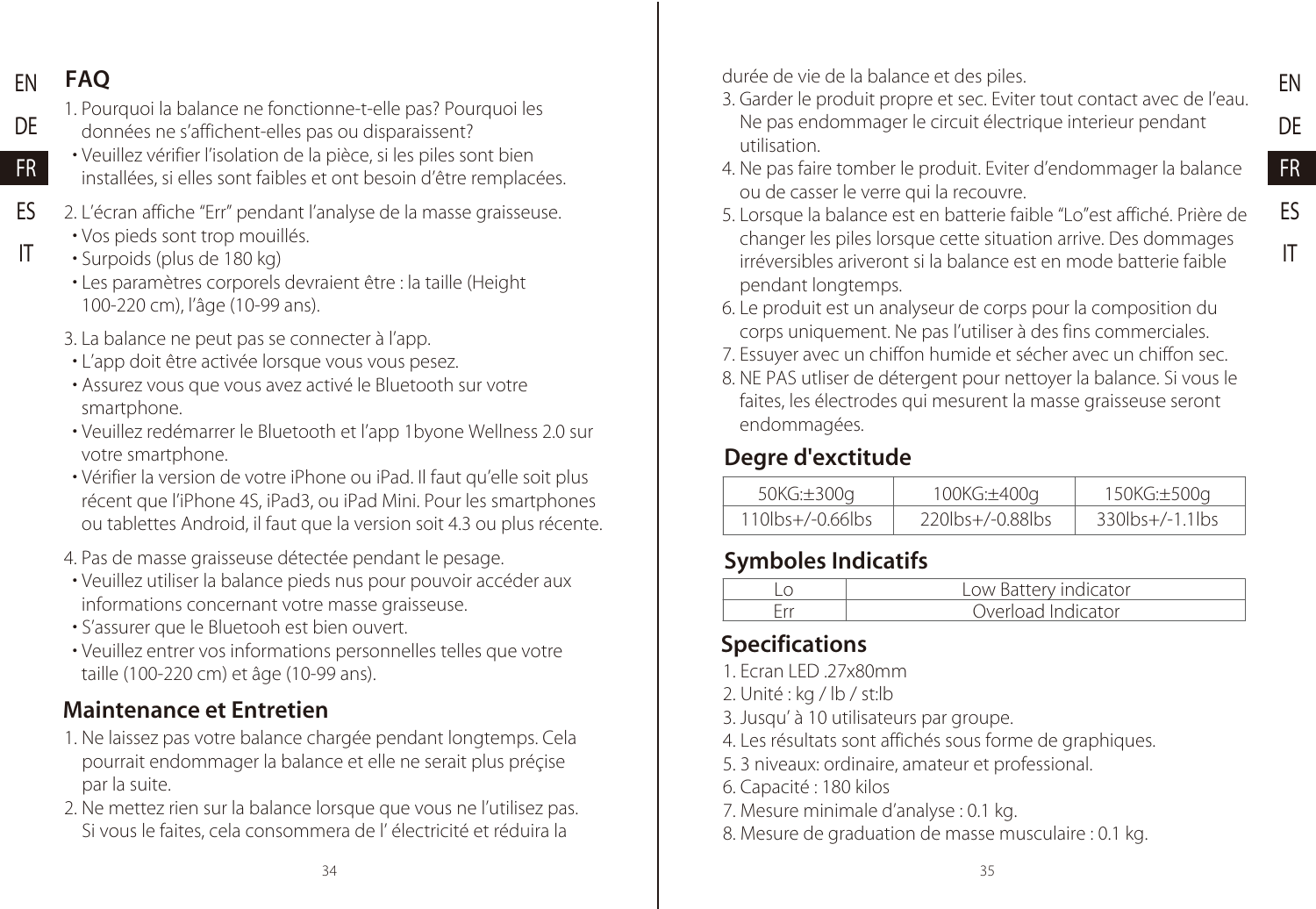## FAQ

1. Pourquoi la balance ne fonctionne-t-elle pas? Pourquoi les données ne s'affichent-elles pas ou disparaissent?
   - Veuillez vérifier l'isolation de la pièce, si les piles sont bien installées, si elles sont faibles et ont besoin d'être remplacées.
2. L'écran affiche "Err" pendant l'analyse de la masse graisseuse.
   - Vos pieds sont trop mouillés.
   - Surpoids (plus de 180 kg)
   - Les paramètres corporels devraient être : la taille (Height 100-220 cm), l'âge (10-99 ans).
3. La balance ne peut pas se connecter à l'app.
   - L'app doit être activée lorsque vous vous pesez.
   - Assurez vous que vous avez activé le Bluetooth sur votre smartphone.
   - Veuillez redémarrer le Bluetooth et l'app 1byone Wellness 2.0 sur votre smartphone.
   - Vérifier la version de votre iPhone ou iPad. Il faut qu'elle soit plus récent que l'iPhone 4S, iPad3, ou iPad Mini. Pour les smartphones ou tablettes Android, il faut que la version soit 4.3 ou plus récente.
4. Pas de masse graisseuse détectée pendant le pesage.
   - Veuillez utiliser la balance pieds nus pour pouvoir accéder aux informations concernant votre masse graisseuse.
   - S'assurer que le Bluetooh est bien ouvert.
   - Veuillez entrer vos informations personnelles telles que votre taille (100-220 cm) et âge (10-99 ans).

## Maintenance et Entretien

1. Ne laissez pas votre balance chargée pendant longtemps. Cela pourrait endommager la balance et elle ne serait plus préçise par la suite.
2. Ne mettez rien sur la balance lorsque que vous ne l'utilisez pas. Si vous le faites, cela consommera de l' électricité et réduira la durée de vie de la balance et des piles.
3. Garder le produit propre et sec. Eviter tout contact avec de l'eau. Ne pas endommager le circuit électrique interieur pendant utilisation.
4. Ne pas faire tomber le produit. Eviter d'endommager la balance ou de casser le verre qui la recouvre.
5. Lorsque la balance est en batterie faible "Lo"est affiché. Prière de changer les piles lorsque cette situation arrive. Des dommages irréversibles ariveront si la balance est en mode batterie faible pendant longtemps.
6. Le produit est un analyseur de corps pour la composition du corps uniquement. Ne pas l'utiliser à des fins commerciales.
7. Essuyer avec un chiffon humide et sécher avec un chiffon sec.
8. NE PAS utliser de détergent pour nettoyer la balance. Si vous le faites, les électrodes qui mesurent la masse graisseuse seront endommagées.

## Degre d'exctitude

| 50KG:±300g | 100KG:±400g | 150KG:±500g |
|---|---|---|
| 110lbs+/-0.66lbs | 220lbs+/-0.88lbs | 330lbs+/-1.1lbs |

## Symboles Indicatifs

| Lo | Low Battery indicator |
|---|---|
| Err | Overload Indicator |

## Specifications

1. Ecran LED .27x80mm
2. Unité : kg / lb / st:lb
3. Jusqu' à 10 utilisateurs par groupe.
4. Les résultats sont affichés sous forme de graphiques.
5. 3 niveaux: ordinaire, amateur et professional.
6. Capacité : 180 kilos
7. Mesure minimale d'analyse : 0.1 kg.
8. Mesure de graduation de masse musculaire : 0.1 kg.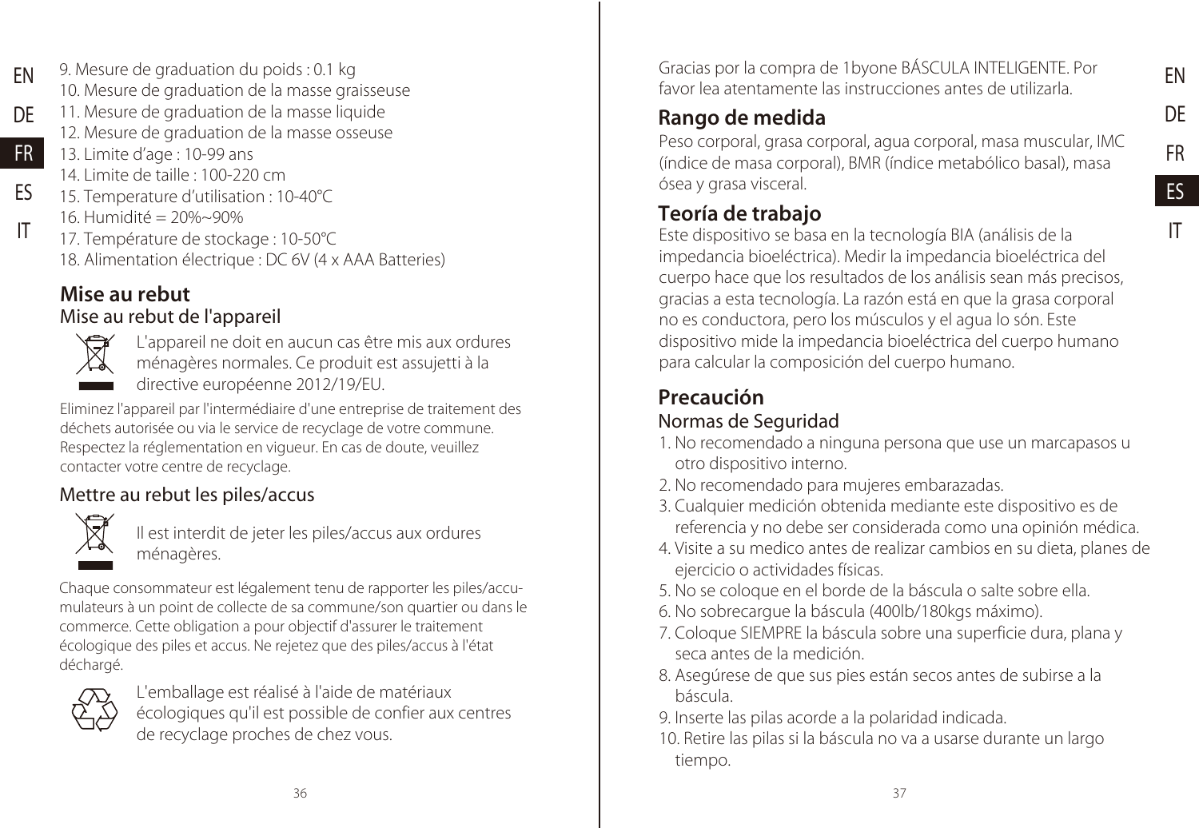9. Mesure de graduation du poids : 0.1 kg
10. Mesure de graduation de la masse graisseuse
11. Mesure de graduation de la masse liquide
12. Mesure de graduation de la masse osseuse
13. Limite d'age : 10-99 ans
14. Limite de taille : 100-220 cm
15. Temperature d'utilisation : 10-40℃
16. Humidité = 20%~90%
17. Température de stockage : 10-50℃
18. Alimentation électrique : DC 6V (4 x AAA Batteries)

## Mise au rebut

### Mise au rebut de l'appareil

L'appareil ne doit en aucun cas être mis aux ordures ménagères normales. Ce produit est assujetti à la directive européenne 2012/19/EU.

Eliminez l'appareil par l'intermédiaire d'une entreprise de traitement des déchets autorisée ou via le service de recyclage de votre commune. Respectez la réglementation en vigueur. En cas de doute, veuillez contacter votre centre de recyclage.

### Mettre au rebut les piles/accus

Il est interdit de jeter les piles/accus aux ordures ménagères.

Chaque consommateur est légalement tenu de rapporter les piles/accumulateurs à un point de collecte de sa commune/son quartier ou dans le commerce. Cette obligation a pour objectif d'assurer le traitement écologique des piles et accus. Ne rejetez que des piles/accus à l'état déchargé.

L'emballage est réalisé à l'aide de matériaux écologiques qu'il est possible de confier aux centres de recyclage proches de chez vous.

Gracias por la compra de 1byone BÁSCULA INTELIGENTE. Por favor lea atentamente las instrucciones antes de utilizarla.

## Rango de medida

Peso corporal, grasa corporal, agua corporal, masa muscular, IMC (índice de masa corporal), BMR (índice metabólico basal), masa ósea y grasa visceral.

## Teoría de trabajo

Este dispositivo se basa en la tecnología BIA (análisis de la impedancia bioeléctrica). Medir la impedancia bioeléctrica del cuerpo hace que los resultados de los análisis sean más precisos, gracias a esta tecnología. La razón está en que la grasa corporal no es conductora, pero los músculos y el agua lo són. Este dispositivo mide la impedancia bioeléctrica del cuerpo humano para calcular la composición del cuerpo humano.

## Precaución

### Normas de Seguridad

1. No recomendado a ninguna persona que use un marcapasos u otro dispositivo interno.
2. No recomendado para mujeres embarazadas.
3. Cualquier medición obtenida mediante este dispositivo es de referencia y no debe ser considerada como una opinión médica.
4. Visite a su medico antes de realizar cambios en su dieta, planes de ejercicio o actividades físicas.
5. No se coloque en el borde de la báscula o salte sobre ella.
6. No sobrecargue la báscula (400lb/180kgs máximo).
7. Coloque SIEMPRE la báscula sobre una superficie dura, plana y seca antes de la medición.
8. Asegúrese de que sus pies están secos antes de subirse a la báscula.
9. Inserte las pilas acorde a la polaridad indicada.
10. Retire las pilas si la báscula no va a usarse durante un largo tiempo.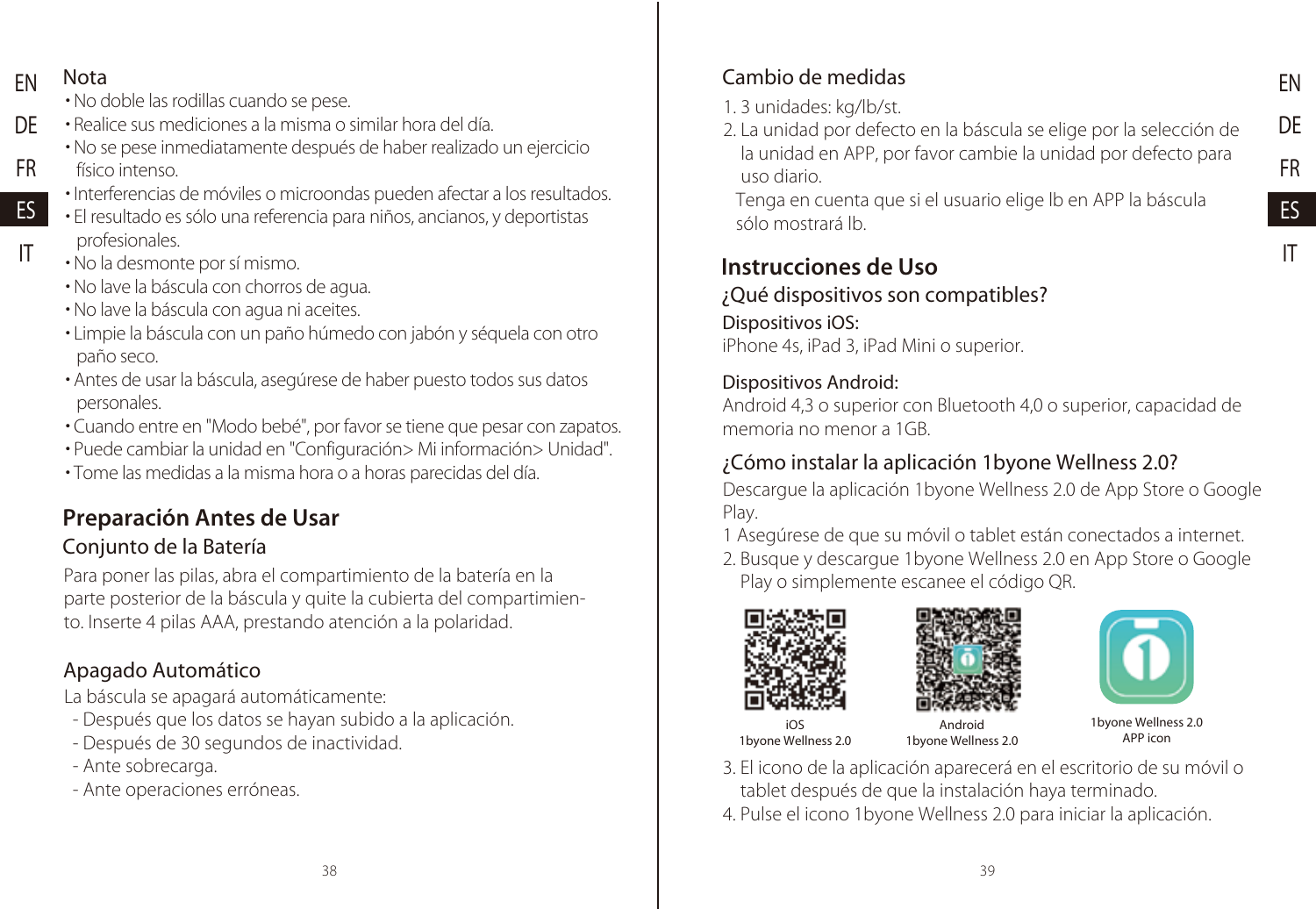## Nota

- No doble las rodillas cuando se pese.
- Realice sus mediciones a la misma o similar hora del día.
- No se pese inmediatamente después de haber realizado un ejercicio físico intenso.
- Interferencias de móviles o microondas pueden afectar a los resultados.
- El resultado es sólo una referencia para niños, ancianos, y deportistas profesionales.
- No la desmonte por sí mismo.
- No lave la báscula con chorros de agua.
- No lave la báscula con agua ni aceites.
- Limpie la báscula con un paño húmedo con jabón y séquela con otro paño seco.
- Antes de usar la báscula, asegúrese de haber puesto todos sus datos personales.
- Cuando entre en "Modo bebé", por favor se tiene que pesar con zapatos.
- Puede cambiar la unidad en "Configuración> Mi información> Unidad".
- Tome las medidas a la misma hora o a horas parecidas del día.

## Preparación Antes de Usar

### Conjunto de la Batería

Para poner las pilas, abra el compartimiento de la batería en la parte posterior de la báscula y quite la cubierta del compartimiento. Inserte 4 pilas AAA, prestando atención a la polaridad.

### Apagado Automático

La báscula se apagará automáticamente:

- Después que los datos se hayan subido a la aplicación.
- Después de 30 segundos de inactividad.
- Ante sobrecarga.
- Ante operaciones erróneas.

### Cambio de medidas

1. 3 unidades: kg/lb/st.
2. La unidad por defecto en la báscula se elige por la selección de la unidad en APP, por favor cambie la unidad por defecto para uso diario.

Tenga en cuenta que si el usuario elige lb en APP la báscula sólo mostrará lb.

## Instrucciones de Uso

### ¿Qué dispositivos son compatibles?

**Dispositivos iOS:**

iPhone 4s, iPad 3, iPad Mini o superior.

**Dispositivos Android:**

Android 4,3 o superior con Bluetooth 4,0 o superior, capacidad de memoria no menor a 1GB.

### ¿Cómo instalar la aplicación 1byone Wellness 2.0?

Descargue la aplicación 1byone Wellness 2.0 de App Store o Google Play.

1 Asegúrese de que su móvil o tablet están conectados a internet.

2. Busque y descargue 1byone Wellness 2.0 en App Store o Google Play o simplemente escanee el código QR.

iOS 1byone Wellness 2.0

Android 1byone Wellness 2.0

1byone Wellness 2.0 APP icon

3. El icono de la aplicación aparecerá en el escritorio de su móvil o tablet después de que la instalación haya terminado.
4. Pulse el icono 1byone Wellness 2.0 para iniciar la aplicación.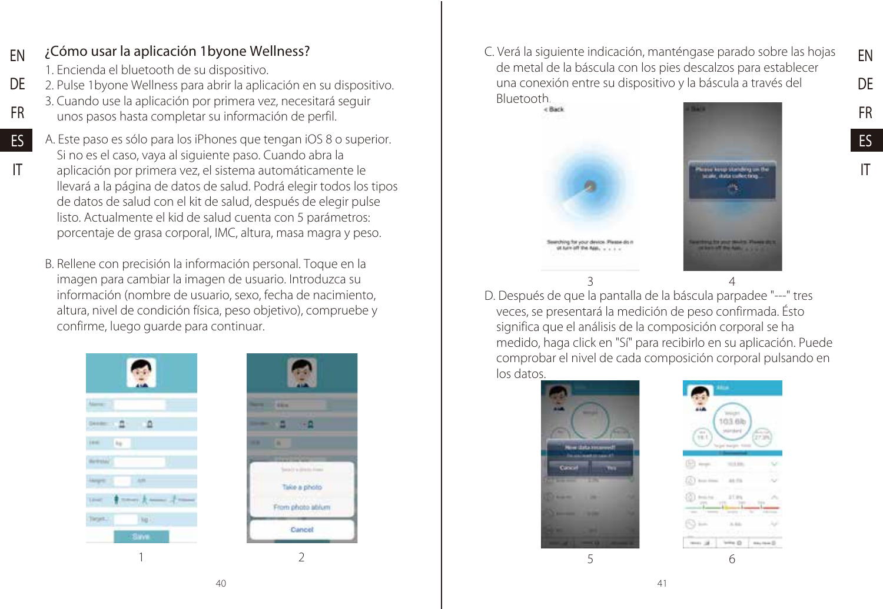## ¿Cómo usar la aplicación 1byone Wellness?

1. Encienda el bluetooth de su dispositivo.
2. Pulse 1byone Wellness para abrir la aplicación en su dispositivo.
3. Cuando use la aplicación por primera vez, necesitará seguir unos pasos hasta completar su información de perfil.

A. Este paso es sólo para los iPhones que tengan iOS 8 o superior. Si no es el caso, vaya al siguiente paso. Cuando abra la aplicación por primera vez, el sistema automáticamente le llevará a la página de datos de salud. Podrá elegir todos los tipos de datos de salud con el kit de salud, después de elegir pulse listo. Actualmente el kid de salud cuenta con 5 parámetros: porcentaje de grasa corporal, IMC, altura, masa magra y peso.

B. Rellene con precisión la información personal. Toque en la imagen para cambiar la imagen de usuario. Introduzca su información (nombre de usuario, sexo, fecha de nacimiento, altura, nivel de condición física, peso objetivo), compruebe y confirme, luego guarde para continuar.

1 2

C. Verá la siguiente indicación, manténgase parado sobre las hojas de metal de la báscula con los pies descalzos para establecer una conexión entre su dispositivo y la báscula a través del Bluetooth.

3 4

D. Después de que la pantalla de la báscula parpadee "---" tres veces, se presentará la medición de peso confirmada. Ésto significa que el análisis de la composición corporal se ha medido, haga click en "Sí" para recibirlo en su aplicación. Puede comprobar el nivel de cada composición corporal pulsando en los datos.

5 6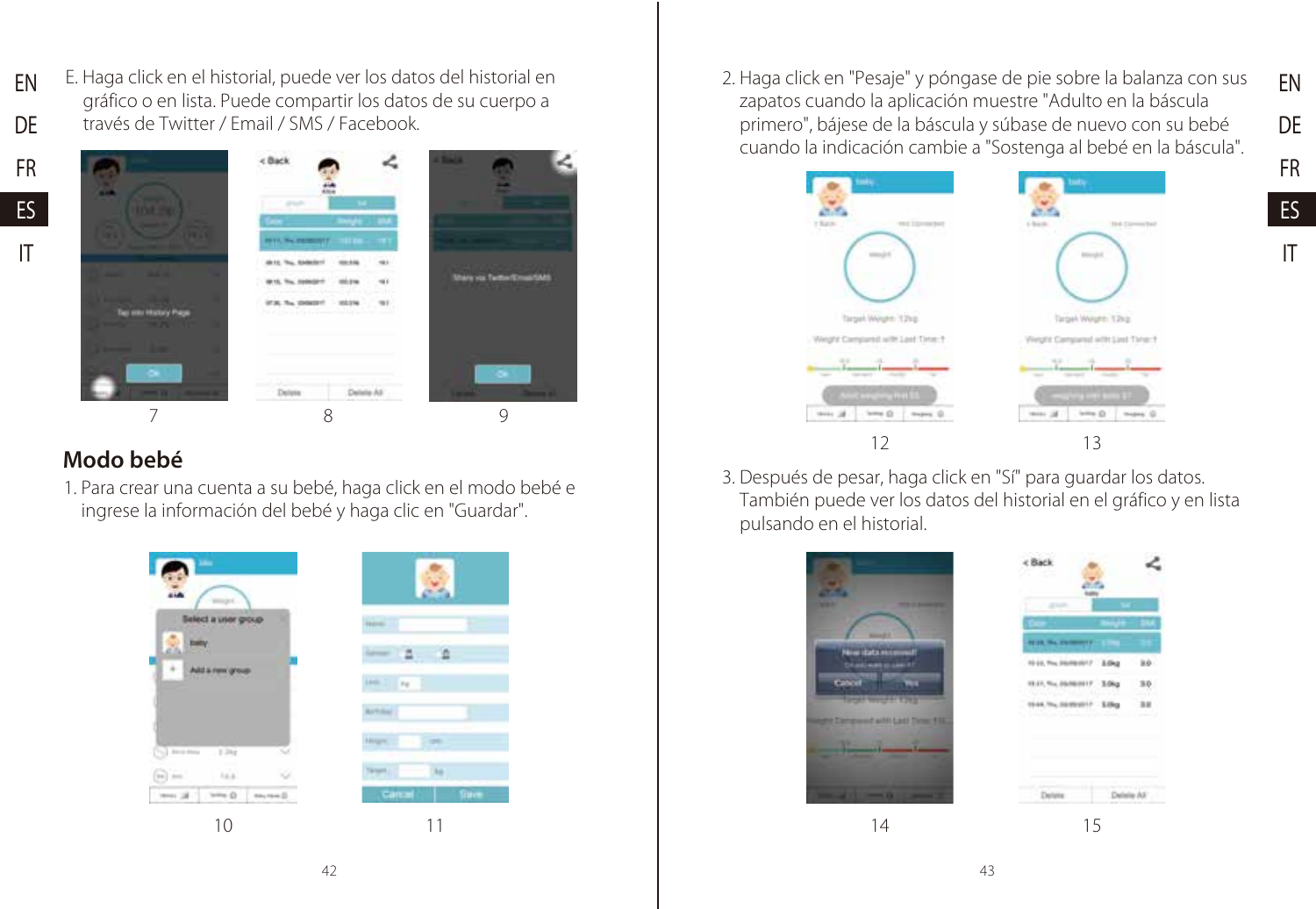E. Haga click en el historial, puede ver los datos del historial en gráfico o en lista. Puede compartir los datos de su cuerpo a través de Twitter / Email / SMS / Facebook.

7 8 9

## Modo bebé

1. Para crear una cuenta a su bebé, haga click en el modo bebé e ingrese la información del bebé y haga clic en "Guardar".

10 11

2. Haga click en "Pesaje" y póngase de pie sobre la balanza con sus zapatos cuando la aplicación muestre "Adulto en la báscula primero", bájese de la báscula y súbase de nuevo con su bebé cuando la indicación cambie a "Sostenga al bebé en la báscula".

12 13

3. Después de pesar, haga click en "Sí" para guardar los datos. También puede ver los datos del historial en el gráfico y en lista pulsando en el historial.

14 15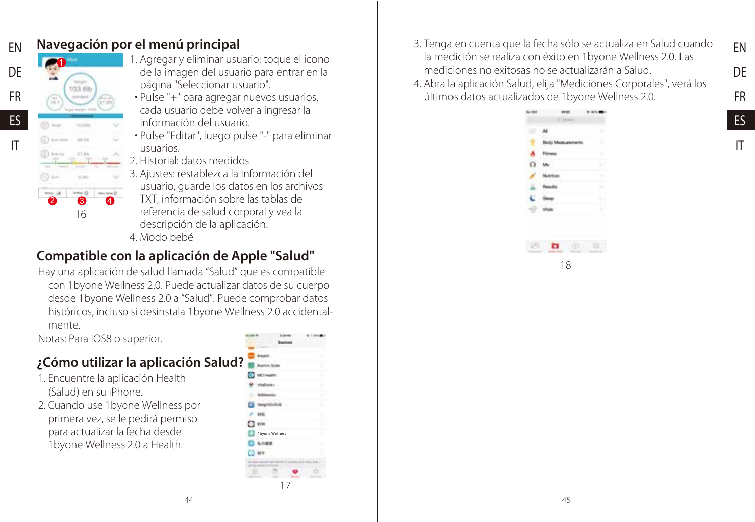## Navegación por el menú principal

1. Agregar y eliminar usuario: toque el icono de la imagen del usuario para entrar en la página "Seleccionar usuario".
   - Pulse "+" para agregar nuevos usuarios, cada usuario debe volver a ingresar la información del usuario.
   - Pulse "Editar", luego pulse "-" para eliminar usuarios.
2. Historial: datos medidos
3. Ajustes: restablezca la información del usuario, guarde los datos en los archivos TXT, información sobre las tablas de referencia de salud corporal y vea la descripción de la aplicación.
4. Modo bebé

16

## Compatible con la aplicación de Apple "Salud"

Hay una aplicación de salud llamada "Salud" que es compatible con 1byone Wellness 2.0. Puede actualizar datos de su cuerpo desde 1byone Wellness 2.0 a "Salud". Puede comprobar datos históricos, incluso si desinstala 1byone Wellness 2.0 accidentalmente.

Notas: Para iOS8 o superior.

## ¿Cómo utilizar la aplicación Salud?

1. Encuentre la aplicación Health (Salud) en su iPhone.
2. Cuando use 1byone Wellness por primera vez, se le pedirá permiso para actualizar la fecha desde 1byone Wellness 2.0 a Health.

17

3. Tenga en cuenta que la fecha sólo se actualiza en Salud cuando la medición se realiza con éxito en 1byone Wellness 2.0. Las mediciones no exitosas no se actualizarán a Salud.
4. Abra la aplicación Salud, elija "Mediciones Corporales", verá los últimos datos actualizados de 1byone Wellness 2.0.

18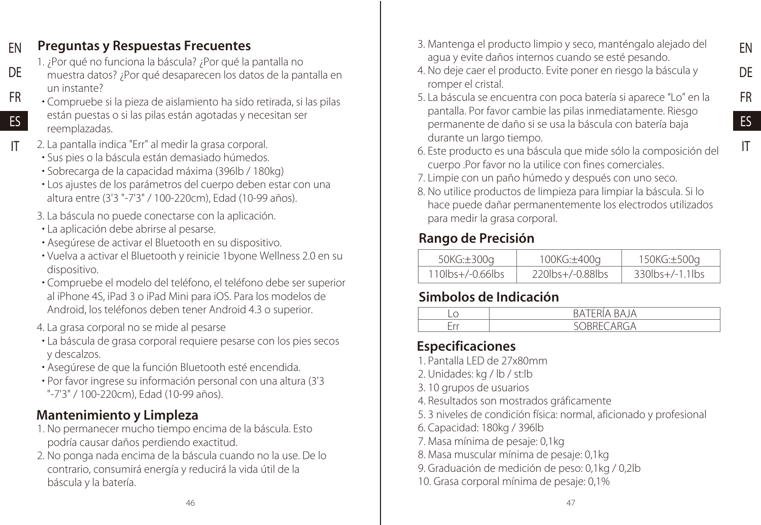## Preguntas y Respuestas Frecuentes

1. ¿Por qué no funciona la báscula? ¿Por qué la pantalla no muestra datos? ¿Por qué desaparecen los datos de la pantalla en un instante?
   - Compruebe si la pieza de aislamiento ha sido retirada, si las pilas están puestas o si las pilas están agotadas y necesitan ser reemplazadas.
2. La pantalla indica "Err" al medir la grasa corporal.
   - Sus pies o la báscula están demasiado húmedos.
   - Sobrecarga de la capacidad máxima (396lb / 180kg)
   - Los ajustes de los parámetros del cuerpo deben estar con una altura entre (3'3 "-7'3" / 100-220cm), Edad (10-99 años).
3. La báscula no puede conectarse con la aplicación.
   - La aplicación debe abrirse al pesarse.
   - Asegúrese de activar el Bluetooth en su dispositivo.
   - Vuelva a activar el Bluetooth y reinicie 1byone Wellness 2.0 en su dispositivo.
   - Compruebe el modelo del teléfono, el teléfono debe ser superior al iPhone 4S, iPad 3 o iPad Mini para iOS. Para los modelos de Android, los teléfonos deben tener Android 4.3 o superior.
4. La grasa corporal no se mide al pesarse
   - La báscula de grasa corporal requiere pesarse con los pies secos y descalzos.
   - Asegúrese de que la función Bluetooth esté encendida.
   - Por favor ingrese su información personal con una altura (3'3 "-7'3" / 100-220cm), Edad (10-99 años).

## Mantenimiento y Limpieza

1. No permanecer mucho tiempo encima de la báscula. Esto podría causar daños perdiendo exactitud.
2. No ponga nada encima de la báscula cuando no la use. De lo contrario, consumirá energía y reducirá la vida útil de la báscula y la batería.
3. Mantenga el producto limpio y seco, manténgalo alejado del agua y evite daños internos cuando se esté pesando.
4. No deje caer el producto. Evite poner en riesgo la báscula y romper el cristal.
5. La báscula se encuentra con poca batería si aparece "Lo" en la pantalla. Por favor cambie las pilas inmediatamente. Riesgo permanente de daño si se usa la báscula con batería baja durante un largo tiempo.
6. Este producto es una báscula que mide sólo la composición del cuerpo .Por favor no la utilice con fines comerciales.
7. Limpie con un paño húmedo y después con uno seco.
8. No utilice productos de limpieza para limpiar la báscula. Si lo hace puede dañar permanentemente los electrodos utilizados para medir la grasa corporal.

## Rango de Precisión

| 50KG:±300g | 100KG:±400g | 150KG:±500g |
|---|---|---|
| 110lbs+/-0.66lbs | 220lbs+/-0.88lbs | 330lbs+/-1.1lbs |

## Simbolos de Indicación

| Lo | BATERÍA BAJA |
|---|---|
| Err | SOBRECARGA |

## Especificaciones

1. Pantalla LED de 27x80mm
2. Unidades: kg / lb / st:lb
3. 10 grupos de usuarios
4. Resultados son mostrados gráficamente
5. 3 niveles de condición física: normal, aficionado y profesional
6. Capacidad: 180kg / 396lb
7. Masa mínima de pesaje: 0,1kg
8. Masa muscular mínima de pesaje: 0,1kg
9. Graduación de medición de peso: 0,1kg / 0,2lb
10. Grasa corporal mínima de pesaje: 0,1%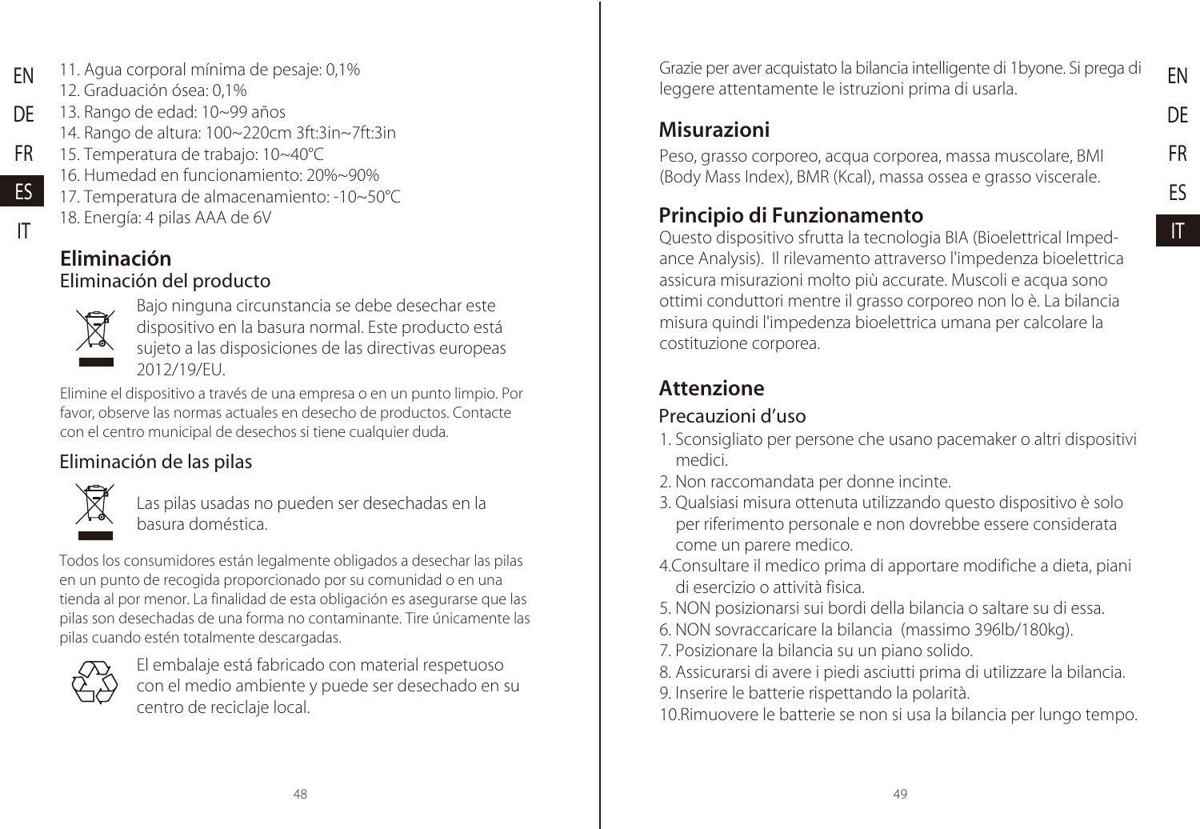11. Agua corporal mínima de pesaje: 0,1%
12. Graduación ósea: 0,1%
13. Rango de edad: 10~99 años
14. Rango de altura: 100~220cm 3ft:3in~7ft:3in
15. Temperatura de trabajo: 10~40℃
16. Humedad en funcionamiento: 20%~90%
17. Temperatura de almacenamiento: -10~50℃
18. Energía: 4 pilas AAA de 6V

## Eliminación

### Eliminación del producto

Bajo ninguna circunstancia se debe desechar este dispositivo en la basura normal. Este producto está sujeto a las disposiciones de las directivas europeas 2012/19/EU.

Elimine el dispositivo a través de una empresa o en un punto limpio. Por favor, observe las normas actuales en desecho de productos. Contacte con el centro municipal de desechos si tiene cualquier duda.

### Eliminación de las pilas

Las pilas usadas no pueden ser desechadas en la basura doméstica.

Todos los consumidores están legalmente obligados a desechar las pilas en un punto de recogida proporcionado por su comunidad o en una tienda al por menor. La finalidad de esta obligación es asegurarse que las pilas son desechadas de una forma no contaminante. Tire únicamente las pilas cuando estén totalmente descargadas.

El embalaje está fabricado con material respetuoso con el medio ambiente y puede ser desechado en su centro de reciclaje local.

Grazie per aver acquistato la bilancia intelligente di 1byone. Si prega di leggere attentamente le istruzioni prima di usarla.

## Misurazioni

Peso, grasso corporeo, acqua corporea, massa muscolare, BMI (Body Mass Index), BMR (Kcal), massa ossea e grasso viscerale.

## Principio di Funzionamento

Questo dispositivo sfrutta la tecnologia BIA (Bioelettrical Impedance Analysis). Il rilevamento attraverso l'impedenza bioelettrica assicura misurazioni molto più accurate. Muscoli e acqua sono ottimi conduttori mentre il grasso corporeo non lo è. La bilancia misura quindi l'impedenza bioelettrica umana per calcolare la costituzione corporea.

## Attenzione

### Precauzioni d'uso

1. Sconsigliato per persone che usano pacemaker o altri dispositivi medici.
2. Non raccomandata per donne incinte.
3. Qualsiasi misura ottenuta utilizzando questo dispositivo è solo per riferimento personale e non dovrebbe essere considerata come un parere medico.
4. Consultare il medico prima di apportare modifiche a dieta, piani di esercizio o attività fisica.
5. NON posizionarsi sui bordi della bilancia o saltare su di essa.
6. NON sovraccaricare la bilancia (massimo 396lb/180kg).
7. Posizionare la bilancia su un piano solido.
8. Assicurarsi di avere i piedi asciutti prima di utilizzare la bilancia.
9. Inserire le batterie rispettando la polarità.
10. Rimuovere le batterie se non si usa la bilancia per lungo tempo.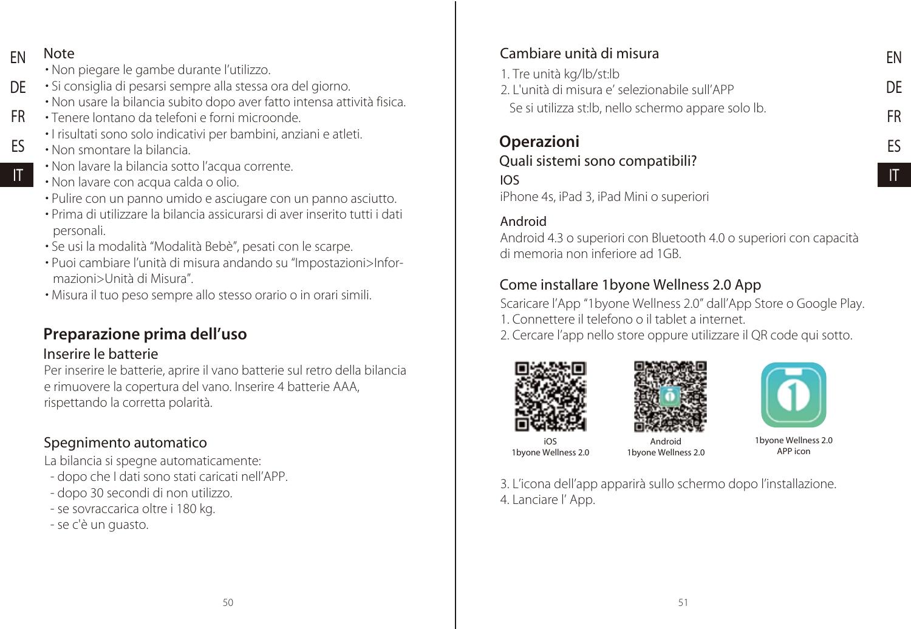## Note

- Non piegare le gambe durante l'utilizzo.
- Si consiglia di pesarsi sempre alla stessa ora del giorno.
- Non usare la bilancia subito dopo aver fatto intensa attività fisica.
- Tenere lontano da telefoni e forni microonde.
- I risultati sono solo indicativi per bambini, anziani e atleti.
- Non smontare la bilancia.
- Non lavare la bilancia sotto l'acqua corrente.
- Non lavare con acqua calda o olio.
- Pulire con un panno umido e asciugare con un panno asciutto.
- Prima di utilizzare la bilancia assicurarsi di aver inserito tutti i dati personali.
- Se usi la modalità "Modalità Bebè", pesati con le scarpe.
- Puoi cambiare l'unità di misura andando su "Impostazioni>Informazioni>Unità di Misura".
- Misura il tuo peso sempre allo stesso orario o in orari simili.

## Preparazione prima dell'uso

### Inserire le batterie

Per inserire le batterie, aprire il vano batterie sul retro della bilancia e rimuovere la copertura del vano. Inserire 4 batterie AAA, rispettando la corretta polarità.

### Spegnimento automatico

La bilancia si spegne automaticamente:
- dopo che I dati sono stati caricati nell'APP.
- dopo 30 secondi di non utilizzo.
- se sovraccarica oltre i 180 kg.
- se c'è un guasto.

### Cambiare unità di misura

1. Tre unità kg/lb/st:lb
2. L'unità di misura e' selezionabile sull'APP
   Se si utilizza st:lb, nello schermo appare solo lb.

## Operazioni

### Quali sistemi sono compatibili?

**IOS**

iPhone 4s, iPad 3, iPad Mini o superiori

**Android**

Android 4.3 o superiori con Bluetooth 4.0 o superiori con capacità di memoria non inferiore ad 1GB.

### Come installare 1byone Wellness 2.0 App

Scaricare l'App "1byone Wellness 2.0" dall'App Store o Google Play.
1. Connettere il telefono o il tablet a internet.
2. Cercare l'app nello store oppure utilizzare il QR code qui sotto.

iOS 1byone Wellness 2.0

Android 1byone Wellness 2.0

1byone Wellness 2.0 APP icon

3. L'icona dell'app apparirà sullo schermo dopo l'installazione.
4. Lanciare l' App.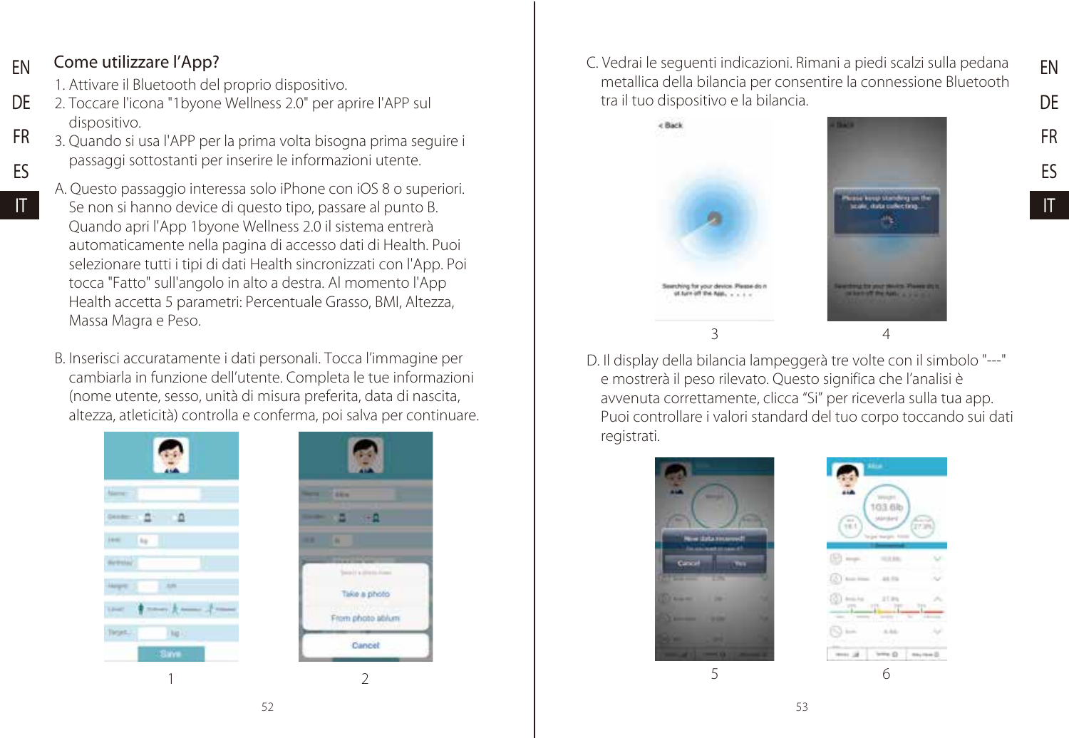## Come utilizzare l'App?

1. Attivare il Bluetooth del proprio dispositivo.
2. Toccare l'icona "1byone Wellness 2.0" per aprire l'APP sul dispositivo.
3. Quando si usa l'APP per la prima volta bisogna prima seguire i passaggi sottostanti per inserire le informazioni utente.

A. Questo passaggio interessa solo iPhone con iOS 8 o superiori. Se non si hanno device di questo tipo, passare al punto B. Quando apri l'App 1byone Wellness 2.0 il sistema entrerà automaticamente nella pagina di accesso dati di Health. Puoi selezionare tutti i tipi di dati Health sincronizzati con l'App. Poi tocca "Fatto" sull'angolo in alto a destra. Al momento l'App Health accetta 5 parametri: Percentuale Grasso, BMI, Altezza, Massa Magra e Peso.

B. Inserisci accuratamente i dati personali. Tocca l'immagine per cambiarla in funzione dell'utente. Completa le tue informazioni (nome utente, sesso, unità di misura preferita, data di nascita, altezza, atleticità) controlla e conferma, poi salva per continuare.

1

2

C. Vedrai le seguenti indicazioni. Rimani a piedi scalzi sulla pedana metallica della bilancia per consentire la connessione Bluetooth tra il tuo dispositivo e la bilancia.

3

4

D. Il display della bilancia lampeggerà tre volte con il simbolo "---" e mostrerà il peso rilevato. Questo significa che l'analisi è avvenuta correttamente, clicca "Sì" per riceverla sulla tua app. Puoi controllare i valori standard del tuo corpo toccando sui dati registrati.

5

6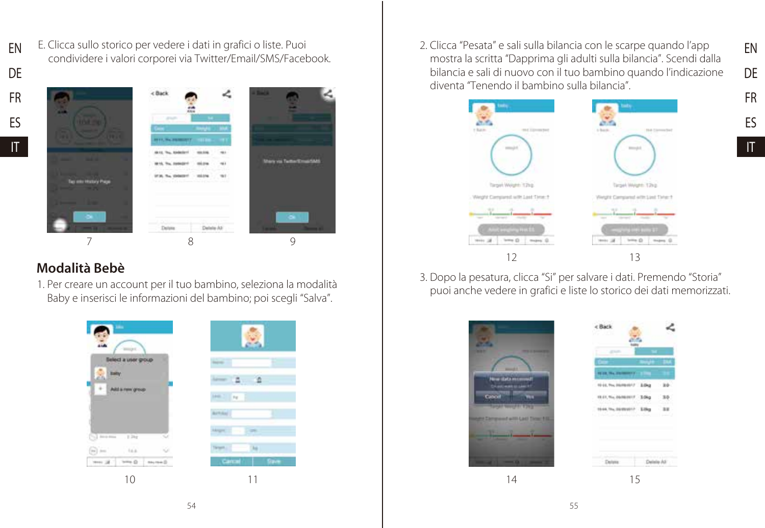E. Clicca sullo storico per vedere i dati in grafici o liste. Puoi condividere i valori corporei via Twitter/Email/SMS/Facebook.

7 8 9

## Modalità Bebè

1. Per creare un account per il tuo bambino, seleziona la modalità Baby e inserisci le informazioni del bambino; poi scegli "Salva".

10 11

2. Clicca "Pesata" e sali sulla bilancia con le scarpe quando l'app mostra la scritta "Dapprima gli adulti sulla bilancia". Scendi dalla bilancia e sali di nuovo con il tuo bambino quando l'indicazione diventa "Tenendo il bambino sulla bilancia".

12 13

3. Dopo la pesatura, clicca "Sì" per salvare i dati. Premendo "Storia" puoi anche vedere in grafici e liste lo storico dei dati memorizzati.

14 15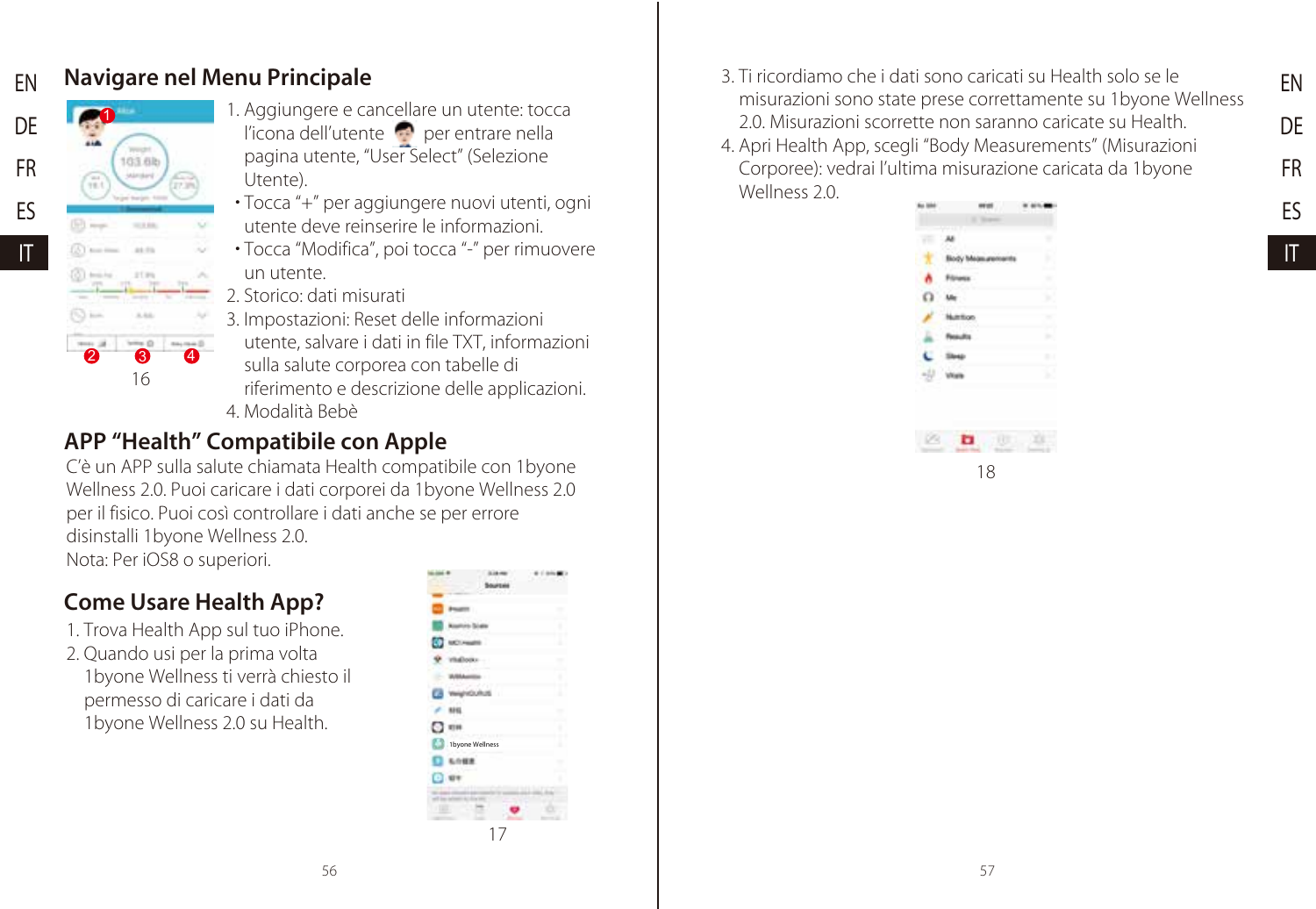## Navigare nel Menu Principale

1. Aggiungere e cancellare un utente: tocca l'icona dell'utente per entrare nella pagina utente, "User Select" (Selezione Utente).
   - Tocca "+" per aggiungere nuovi utenti, ogni utente deve reinserire le informazioni.
   - Tocca "Modifica", poi tocca "-" per rimuovere un utente.
2. Storico: dati misurati
3. Impostazioni: Reset delle informazioni utente, salvare i dati in file TXT, informazioni sulla salute corporea con tabelle di riferimento e descrizione delle applicazioni.
4. Modalità Bebè

16

## APP "Health" Compatibile con Apple

C'è un APP sulla salute chiamata Health compatibile con 1byone Wellness 2.0. Puoi caricare i dati corporei da 1byone Wellness 2.0 per il fisico. Puoi così controllare i dati anche se per errore disinstalli 1byone Wellness 2.0.
Nota: Per iOS8 o superiori.

## Come Usare Health App?

1. Trova Health App sul tuo iPhone.
2. Quando usi per la prima volta 1byone Wellness ti verrà chiesto il permesso di caricare i dati da 1byone Wellness 2.0 su Health.

17

3. Ti ricordiamo che i dati sono caricati su Health solo se le misurazioni sono state prese correttamente su 1byone Wellness 2.0. Misurazioni scorrette non saranno caricate su Health.
4. Apri Health App, scegli "Body Measurements" (Misurazioni Corporee): vedrai l'ultima misurazione caricata da 1byone Wellness 2.0.

18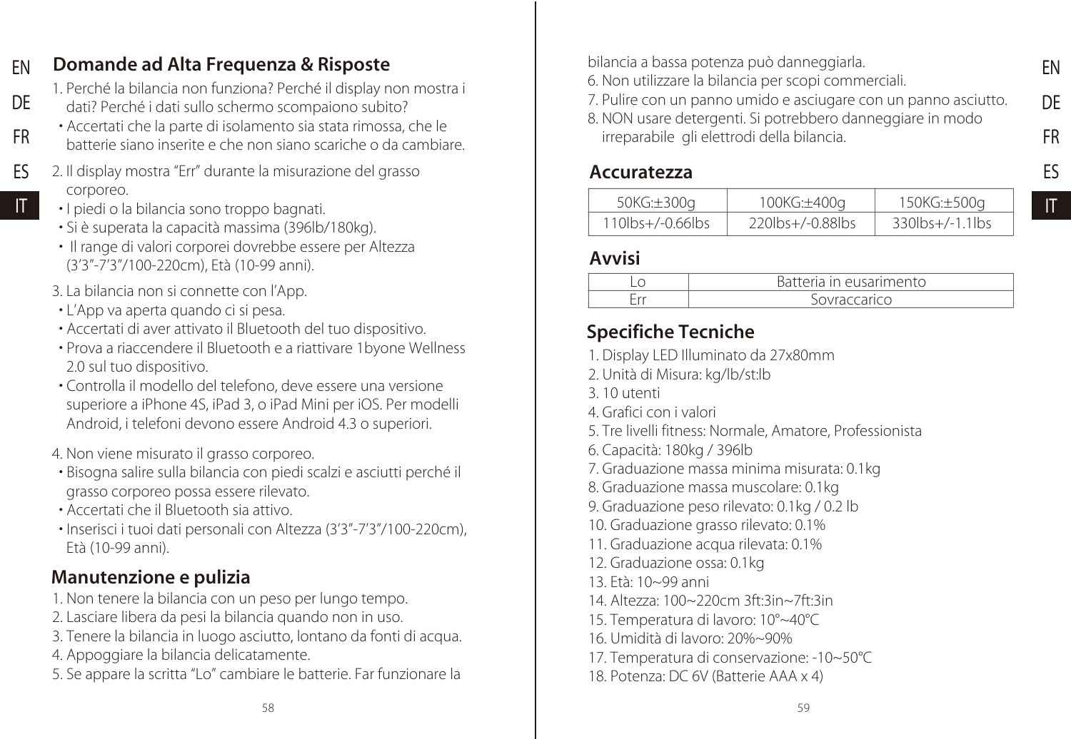## Domande ad Alta Frequenza & Risposte

1. Perché la bilancia non funziona? Perché il display non mostra i dati? Perché i dati sullo schermo scompaiono subito?
   - Accertati che la parte di isolamento sia stata rimossa, che le batterie siano inserite e che non siano scariche o da cambiare.
2. Il display mostra "Err" durante la misurazione del grasso corporeo.
   - I piedi o la bilancia sono troppo bagnati.
   - Si è superata la capacità massima (396lb/180kg).
   - Il range di valori corporei dovrebbe essere per Altezza (3'3"-7'3"/100-220cm), Età (10-99 anni).
3. La bilancia non si connette con l'App.
   - L'App va aperta quando ci si pesa.
   - Accertati di aver attivato il Bluetooth del tuo dispositivo.
   - Prova a riaccendere il Bluetooth e a riattivare 1byone Wellness 2.0 sul tuo dispositivo.
   - Controlla il modello del telefono, deve essere una versione superiore a iPhone 4S, iPad 3, o iPad Mini per iOS. Per modelli Android, i telefoni devono essere Android 4.3 o superiori.
4. Non viene misurato il grasso corporeo.
   - Bisogna salire sulla bilancia con piedi scalzi e asciutti perché il grasso corporeo possa essere rilevato.
   - Accertati che il Bluetooth sia attivo.
   - Inserisci i tuoi dati personali con Altezza (3'3"-7'3"/100-220cm), Età (10-99 anni).

## Manutenzione e pulizia

1. Non tenere la bilancia con un peso per lungo tempo.
2. Lasciare libera da pesi la bilancia quando non in uso.
3. Tenere la bilancia in luogo asciutto, lontano da fonti di acqua.
4. Appoggiare la bilancia delicatamente.
5. Se appare la scritta "Lo" cambiare le batterie. Far funzionare la bilancia a bassa potenza può danneggiarla.
6. Non utilizzare la bilancia per scopi commerciali.
7. Pulire con un panno umido e asciugare con un panno asciutto.
8. NON usare detergenti. Si potrebbero danneggiare in modo irreparabile gli elettrodi della bilancia.

## Accuratezza

| 50KG:±300g | 100KG:±400g | 150KG:±500g |
|---|---|---|
| 110lbs+/-0.66lbs | 220lbs+/-0.88lbs | 330lbs+/-1.1lbs |

## Avvisi

| Lo | Batteria in eusarimento |
|---|---|
| Err | Sovraccarico |

## Specifiche Tecniche

1. Display LED Illuminato da 27x80mm
2. Unità di Misura: kg/lb/st:lb
3. 10 utenti
4. Grafici con i valori
5. Tre livelli fitness: Normale, Amatore, Professionista
6. Capacità: 180kg / 396lb
7. Graduazione massa minima misurata: 0.1kg
8. Graduazione massa muscolare: 0.1kg
9. Graduazione peso rilevato: 0.1kg / 0.2 lb
10. Graduazione grasso rilevato: 0.1%
11. Graduazione acqua rilevata: 0.1%
12. Graduazione ossa: 0.1kg
13. Età: 10~99 anni
14. Altezza: 100~220cm 3ft:3in~7ft:3in
15. Temperatura di lavoro: 10°~40°C
16. Umidità di lavoro: 20%~90%
17. Temperatura di conservazione: -10~50°C
18. Potenza: DC 6V (Batterie AAA x 4)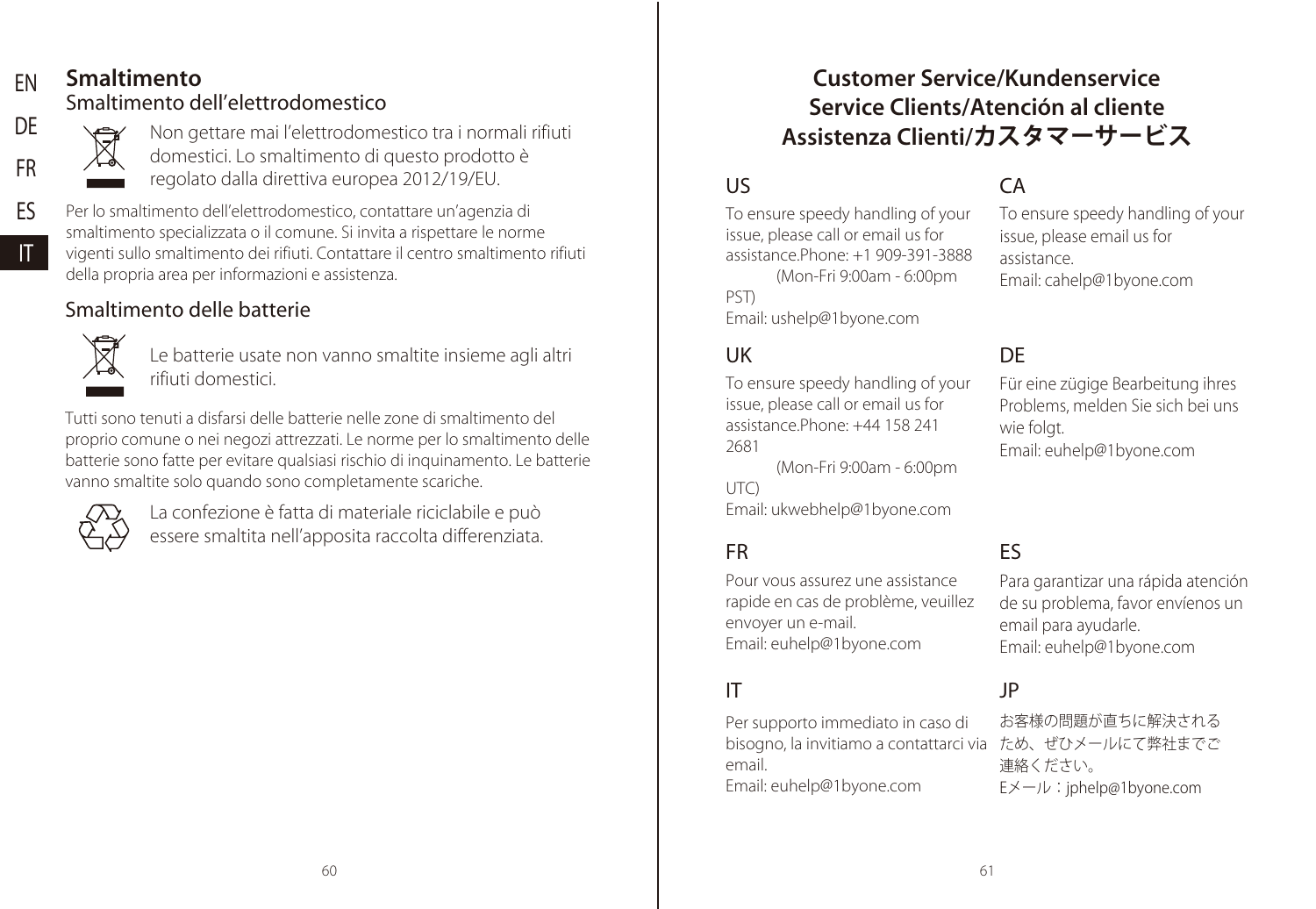## Smaltimento

### Smaltimento dell'elettrodomestico

Non gettare mai l'elettrodomestico tra i normali rifiuti domestici. Lo smaltimento di questo prodotto è regolato dalla direttiva europea 2012/19/EU.

Per lo smaltimento dell'elettrodomestico, contattare un'agenzia di smaltimento specializzata o il comune. Si invita a rispettare le norme vigenti sullo smaltimento dei rifiuti. Contattare il centro smaltimento rifiuti della propria area per informazioni e assistenza.

### Smaltimento delle batterie

Le batterie usate non vanno smaltite insieme agli altri rifiuti domestici.

Tutti sono tenuti a disfarsi delle batterie nelle zone di smaltimento del proprio comune o nei negozi attrezzati. Le norme per lo smaltimento delle batterie sono fatte per evitare qualsiasi rischio di inquinamento. Le batterie vanno smaltite solo quando sono completamente scariche.

La confezione è fatta di materiale riciclabile e può essere smaltita nell'apposita raccolta differenziata.

# Customer Service/Kundenservice
# Service Clients/Atención al cliente
# Assistenza Clienti/カスタマーサービス

### US

To ensure speedy handling of your issue, please call or email us for assistance.Phone: +1 909-391-3888 (Mon-Fri 9:00am - 6:00pm PST)
Email: ushelp@1byone.com

### CA

To ensure speedy handling of your issue, please email us for assistance.
Email: cahelp@1byone.com

### UK

To ensure speedy handling of your issue, please call or email us for assistance.Phone: +44 158 241 2681 (Mon-Fri 9:00am - 6:00pm UTC)
Email: ukwebhelp@1byone.com

### DE

Für eine zügige Bearbeitung ihres Problems, melden Sie sich bei uns wie folgt.
Email: euhelp@1byone.com

### FR

Pour vous assurez une assistance rapide en cas de problème, veuillez envoyer un e-mail.
Email: euhelp@1byone.com

### ES

Para garantizar una rápida atención de su problema, favor envíenos un email para ayudarle.
Email: euhelp@1byone.com

### IT

Per supporto immediato in caso di bisogno, la invitiamo a contattarci via email.
Email: euhelp@1byone.com

### JP

お客様の問題が直ちに解決されるため、ぜひメールにて弊社までご連絡ください。
Eメール：jphelp@1byone.com